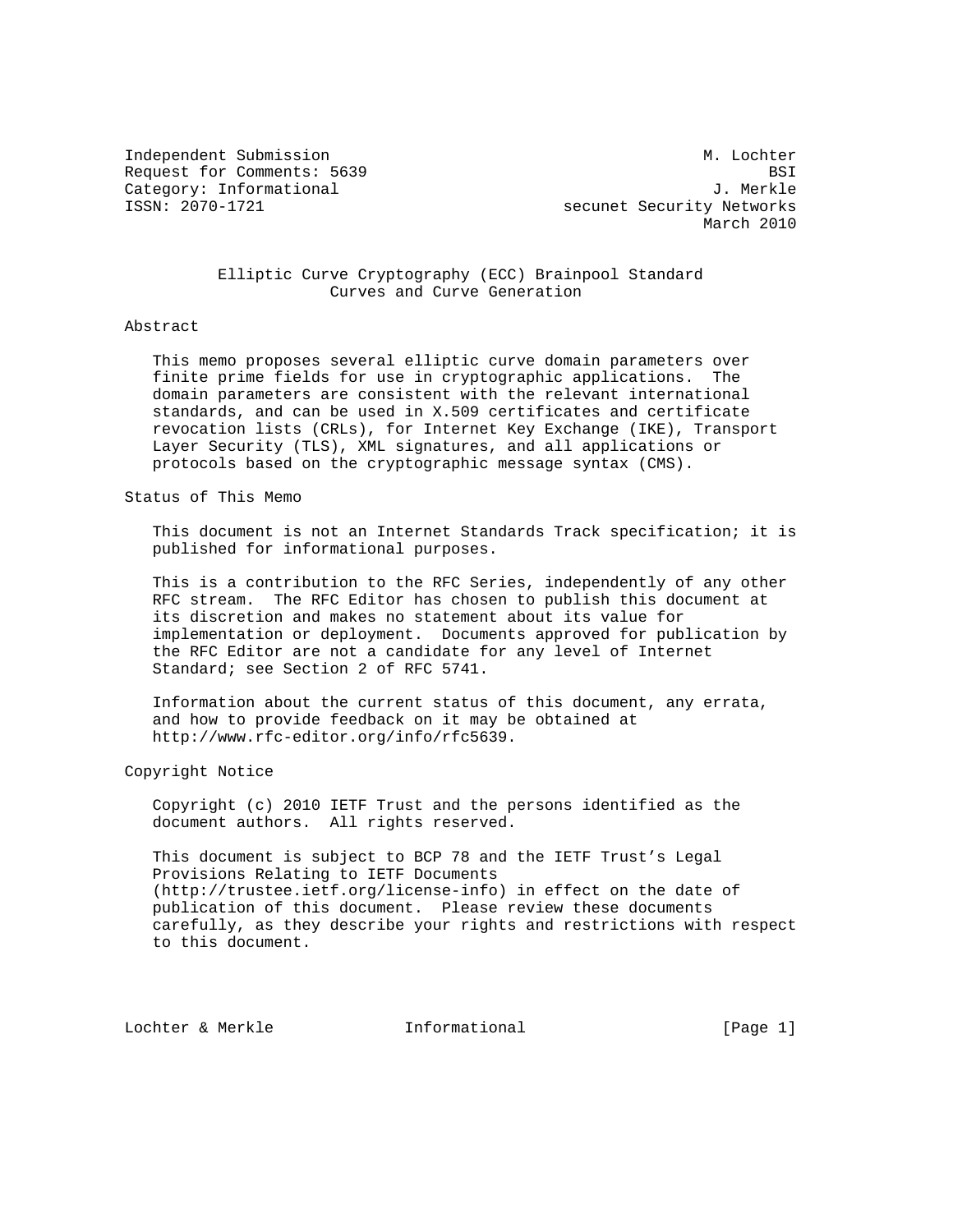Independent Submission M. Lochter
Request for Comments: 5639 BSI
Category: Informational J. Merkle
ISSN: 2070-1721 secunet Security Networks
March 2010

# Elliptic Curve Cryptography (ECC) Brainpool Standard Curves and Curve Generation

## Abstract

This memo proposes several elliptic curve domain parameters over finite prime fields for use in cryptographic applications. The domain parameters are consistent with the relevant international standards, and can be used in X.509 certificates and certificate revocation lists (CRLs), for Internet Key Exchange (IKE), Transport Layer Security (TLS), XML signatures, and all applications or protocols based on the cryptographic message syntax (CMS).

## Status of This Memo

This document is not an Internet Standards Track specification; it is published for informational purposes.

This is a contribution to the RFC Series, independently of any other RFC stream. The RFC Editor has chosen to publish this document at its discretion and makes no statement about its value for implementation or deployment. Documents approved for publication by the RFC Editor are not a candidate for any level of Internet Standard; see Section 2 of RFC 5741.

Information about the current status of this document, any errata, and how to provide feedback on it may be obtained at http://www.rfc-editor.org/info/rfc5639.

## Copyright Notice

Copyright (c) 2010 IETF Trust and the persons identified as the document authors. All rights reserved.

This document is subject to BCP 78 and the IETF Trust's Legal Provisions Relating to IETF Documents (http://trustee.ietf.org/license-info) in effect on the date of publication of this document. Please review these documents carefully, as they describe your rights and restrictions with respect to this document.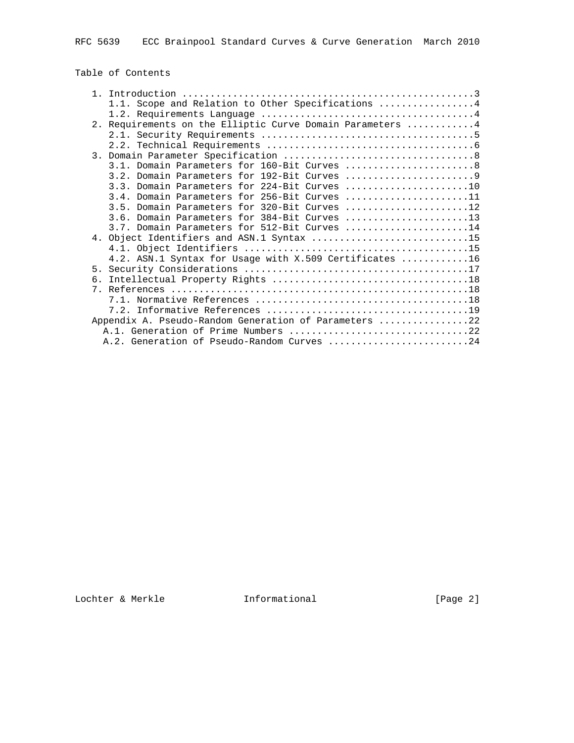## Table of Contents

```
   1. Introduction ....................................................3
      1.1. Scope and Relation to Other Specifications .................4
      1.2. Requirements Language ......................................4
   2. Requirements on the Elliptic Curve Domain Parameters ............4
      2.1. Security Requirements ......................................5
      2.2. Technical Requirements .....................................6
   3. Domain Parameter Specification ..................................8
      3.1. Domain Parameters for 160-Bit Curves .......................8
      3.2. Domain Parameters for 192-Bit Curves .......................9
      3.3. Domain Parameters for 224-Bit Curves ......................10
      3.4. Domain Parameters for 256-Bit Curves ......................11
      3.5. Domain Parameters for 320-Bit Curves ......................12
      3.6. Domain Parameters for 384-Bit Curves ......................13
      3.7. Domain Parameters for 512-Bit Curves ......................14
   4. Object Identifiers and ASN.1 Syntax ............................15
      4.1. Object Identifiers ........................................15
      4.2. ASN.1 Syntax for Usage with X.509 Certificates ............16
   5. Security Considerations ........................................17
   6. Intellectual Property Rights ...................................18
   7. References .....................................................18
      7.1. Normative References ......................................18
      7.2. Informative References ....................................19
   Appendix A. Pseudo-Random Generation of Parameters ................22
     A.1. Generation of Prime Numbers ................................22
     A.2. Generation of Pseudo-Random Curves .........................24
```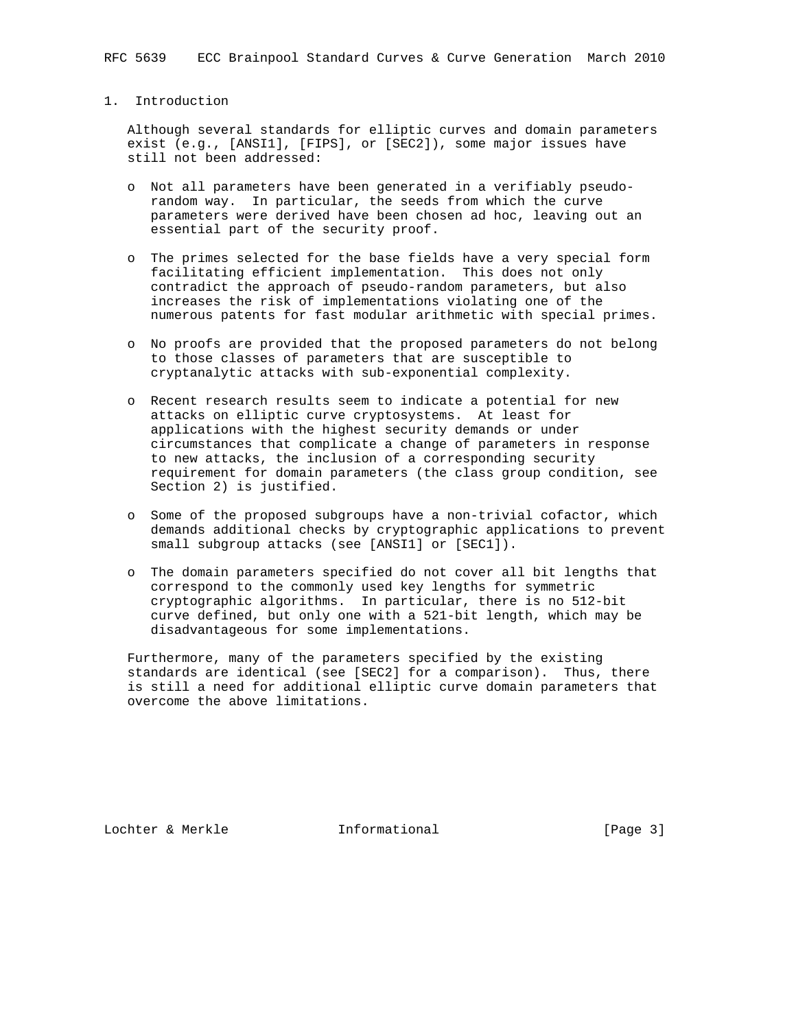## 1. Introduction

Although several standards for elliptic curves and domain parameters exist (e.g., [ANSI1], [FIPS], or [SEC2]), some major issues have still not been addressed:

- Not all parameters have been generated in a verifiably pseudo-random way. In particular, the seeds from which the curve parameters were derived have been chosen ad hoc, leaving out an essential part of the security proof.
- The primes selected for the base fields have a very special form facilitating efficient implementation. This does not only contradict the approach of pseudo-random parameters, but also increases the risk of implementations violating one of the numerous patents for fast modular arithmetic with special primes.
- No proofs are provided that the proposed parameters do not belong to those classes of parameters that are susceptible to cryptanalytic attacks with sub-exponential complexity.
- Recent research results seem to indicate a potential for new attacks on elliptic curve cryptosystems. At least for applications with the highest security demands or under circumstances that complicate a change of parameters in response to new attacks, the inclusion of a corresponding security requirement for domain parameters (the class group condition, see Section 2) is justified.
- Some of the proposed subgroups have a non-trivial cofactor, which demands additional checks by cryptographic applications to prevent small subgroup attacks (see [ANSI1] or [SEC1]).
- The domain parameters specified do not cover all bit lengths that correspond to the commonly used key lengths for symmetric cryptographic algorithms. In particular, there is no 512-bit curve defined, but only one with a 521-bit length, which may be disadvantageous for some implementations.

Furthermore, many of the parameters specified by the existing standards are identical (see [SEC2] for a comparison). Thus, there is still a need for additional elliptic curve domain parameters that overcome the above limitations.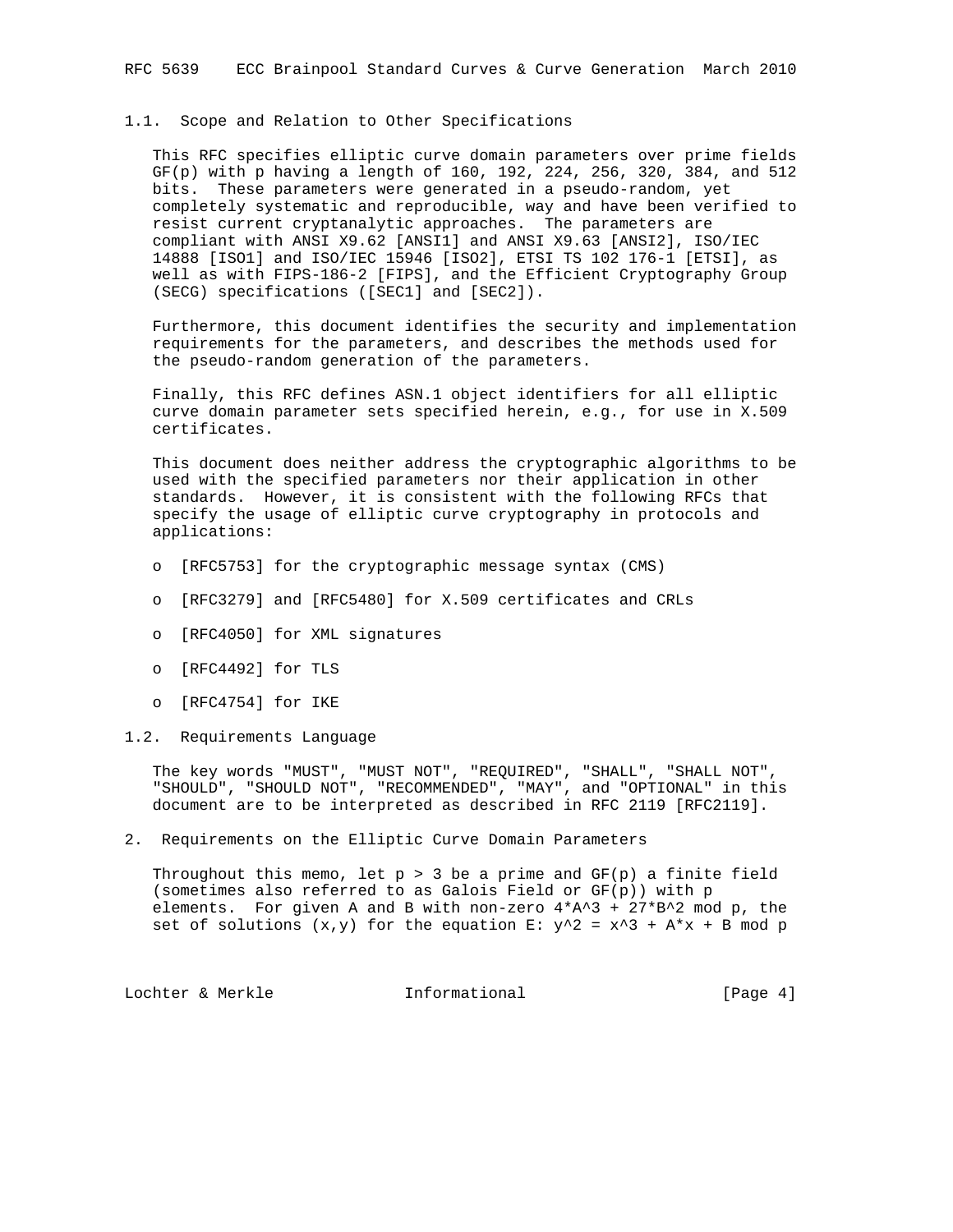### 1.1. Scope and Relation to Other Specifications

This RFC specifies elliptic curve domain parameters over prime fields GF(p) with p having a length of 160, 192, 224, 256, 320, 384, and 512 bits. These parameters were generated in a pseudo-random, yet completely systematic and reproducible, way and have been verified to resist current cryptanalytic approaches. The parameters are compliant with ANSI X9.62 [ANSI1] and ANSI X9.63 [ANSI2], ISO/IEC 14888 [ISO1] and ISO/IEC 15946 [ISO2], ETSI TS 102 176-1 [ETSI], as well as with FIPS-186-2 [FIPS], and the Efficient Cryptography Group (SECG) specifications ([SEC1] and [SEC2]).

Furthermore, this document identifies the security and implementation requirements for the parameters, and describes the methods used for the pseudo-random generation of the parameters.

Finally, this RFC defines ASN.1 object identifiers for all elliptic curve domain parameter sets specified herein, e.g., for use in X.509 certificates.

This document does neither address the cryptographic algorithms to be used with the specified parameters nor their application in other standards. However, it is consistent with the following RFCs that specify the usage of elliptic curve cryptography in protocols and applications:

- [RFC5753] for the cryptographic message syntax (CMS)
- [RFC3279] and [RFC5480] for X.509 certificates and CRLs
- [RFC4050] for XML signatures
- [RFC4492] for TLS
- [RFC4754] for IKE

### 1.2. Requirements Language

The key words "MUST", "MUST NOT", "REQUIRED", "SHALL", "SHALL NOT", "SHOULD", "SHOULD NOT", "RECOMMENDED", "MAY", and "OPTIONAL" in this document are to be interpreted as described in RFC 2119 [RFC2119].

## 2. Requirements on the Elliptic Curve Domain Parameters

Throughout this memo, let $p > 3$ be a prime and GF(p) a finite field (sometimes also referred to as Galois Field or GF(p)) with p elements. For given A and B with non-zero $4*A^3 + 27*B^2 \bmod p$, the set of solutions (x,y) for the equation E: $y^2 = x^3 + A*x + B \bmod p$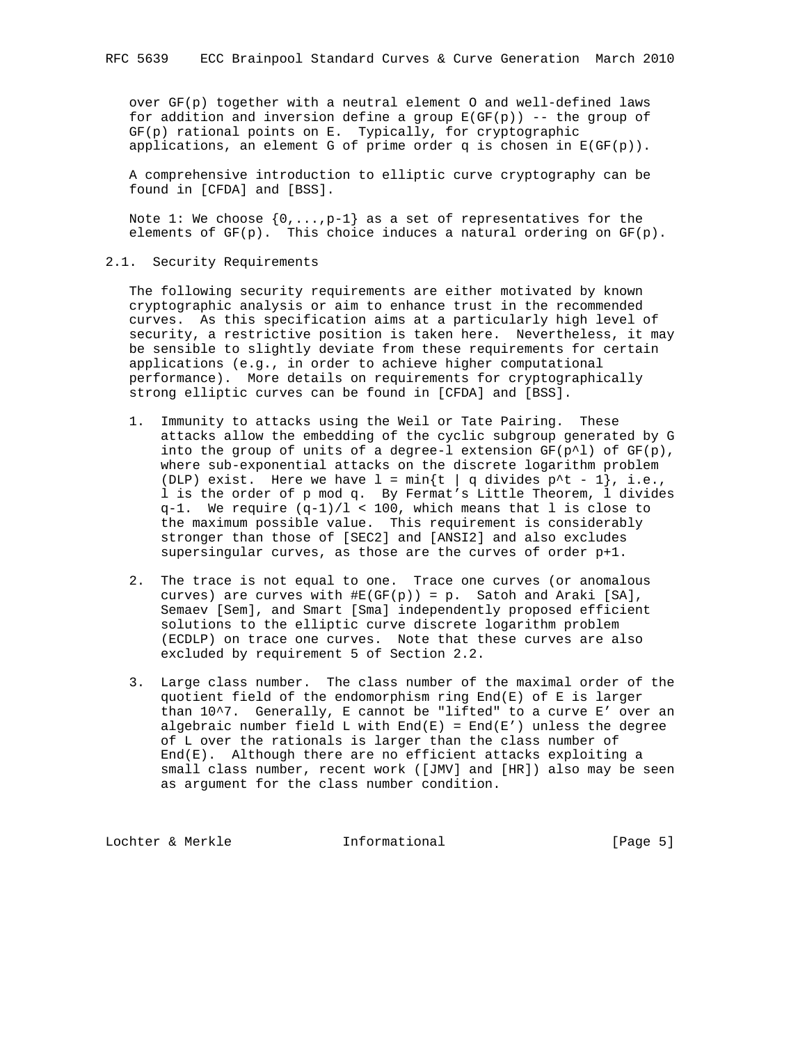over $GF(p)$ together with a neutral element O and well-defined laws for addition and inversion define a group $E(GF(p))$ -- the group of $GF(p)$ rational points on E. Typically, for cryptographic applications, an element G of prime order q is chosen in $E(GF(p))$.

A comprehensive introduction to elliptic curve cryptography can be found in [CFDA] and [BSS].

Note 1: We choose $\{0,...,p-1\}$ as a set of representatives for the elements of $GF(p)$. This choice induces a natural ordering on $GF(p)$.

## 2.1. Security Requirements

The following security requirements are either motivated by known cryptographic analysis or aim to enhance trust in the recommended curves. As this specification aims at a particularly high level of security, a restrictive position is taken here. Nevertheless, it may be sensible to slightly deviate from these requirements for certain applications (e.g., in order to achieve higher computational performance). More details on requirements for cryptographically strong elliptic curves can be found in [CFDA] and [BSS].

1. Immunity to attacks using the Weil or Tate Pairing. These attacks allow the embedding of the cyclic subgroup generated by G into the group of units of a degree-l extension $GF(p^l)$ of $GF(p)$, where sub-exponential attacks on the discrete logarithm problem (DLP) exist. Here we have $l = \min\{t \mid q \text{ divides } p^t - 1\}$, i.e., l is the order of p mod q. By Fermat's Little Theorem, l divides q-1. We require $(q-1)/l < 100$, which means that l is close to the maximum possible value. This requirement is considerably stronger than those of [SEC2] and [ANSI2] and also excludes supersingular curves, as those are the curves of order p+1.

2. The trace is not equal to one. Trace one curves (or anomalous curves) are curves with $\#E(GF(p)) = p$. Satoh and Araki [SA], Semaev [Sem], and Smart [Sma] independently proposed efficient solutions to the elliptic curve discrete logarithm problem (ECDLP) on trace one curves. Note that these curves are also excluded by requirement 5 of Section 2.2.

3. Large class number. The class number of the maximal order of the quotient field of the endomorphism ring End(E) of E is larger than $10^7$. Generally, E cannot be "lifted" to a curve E' over an algebraic number field L with End(E) = End(E') unless the degree of L over the rationals is larger than the class number of End(E). Although there are no efficient attacks exploiting a small class number, recent work ([JMV] and [HR]) also may be seen as argument for the class number condition.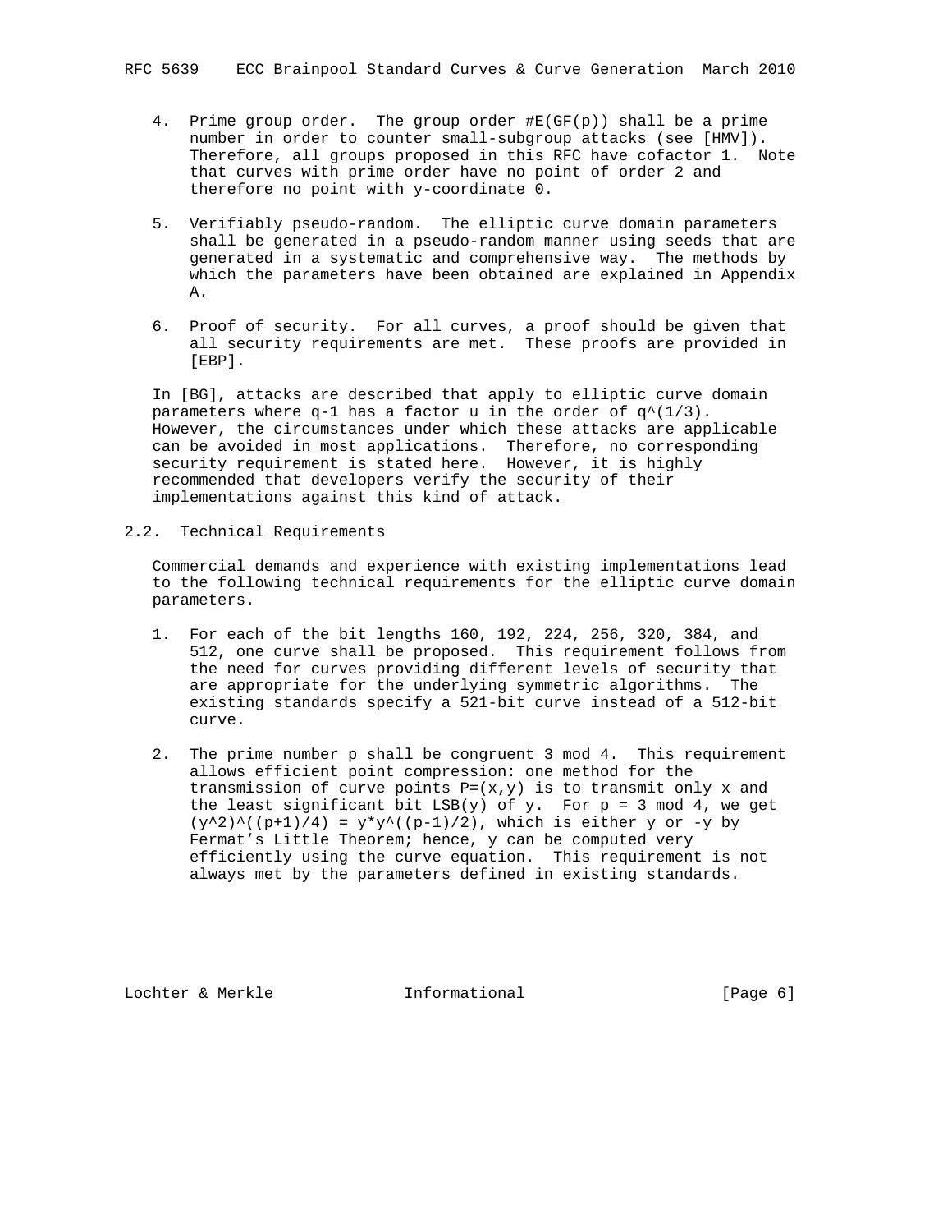4. Prime group order. The group order $\#E(GF(p))$ shall be a prime number in order to counter small-subgroup attacks (see [HMV]). Therefore, all groups proposed in this RFC have cofactor 1. Note that curves with prime order have no point of order 2 and therefore no point with y-coordinate 0.

5. Verifiably pseudo-random. The elliptic curve domain parameters shall be generated in a pseudo-random manner using seeds that are generated in a systematic and comprehensive way. The methods by which the parameters have been obtained are explained in Appendix A.

6. Proof of security. For all curves, a proof should be given that all security requirements are met. These proofs are provided in [EBP].

In [BG], attacks are described that apply to elliptic curve domain parameters where $q-1$ has a factor $u$ in the order of $q^{(1/3)}$. However, the circumstances under which these attacks are applicable can be avoided in most applications. Therefore, no corresponding security requirement is stated here. However, it is highly recommended that developers verify the security of their implementations against this kind of attack.

## 2.2. Technical Requirements

Commercial demands and experience with existing implementations lead to the following technical requirements for the elliptic curve domain parameters.

1. For each of the bit lengths 160, 192, 224, 256, 320, 384, and 512, one curve shall be proposed. This requirement follows from the need for curves providing different levels of security that are appropriate for the underlying symmetric algorithms. The existing standards specify a 521-bit curve instead of a 512-bit curve.

2. The prime number $p$ shall be congruent 3 mod 4. This requirement allows efficient point compression: one method for the transmission of curve points $P=(x,y)$ is to transmit only $x$ and the least significant bit $LSB(y)$ of $y$. For $p = 3 \bmod 4$, we get $(y^2)^{((p+1)/4)} = y \cdot y^{((p-1)/2)}$, which is either $y$ or $-y$ by Fermat's Little Theorem; hence, $y$ can be computed very efficiently using the curve equation. This requirement is not always met by the parameters defined in existing standards.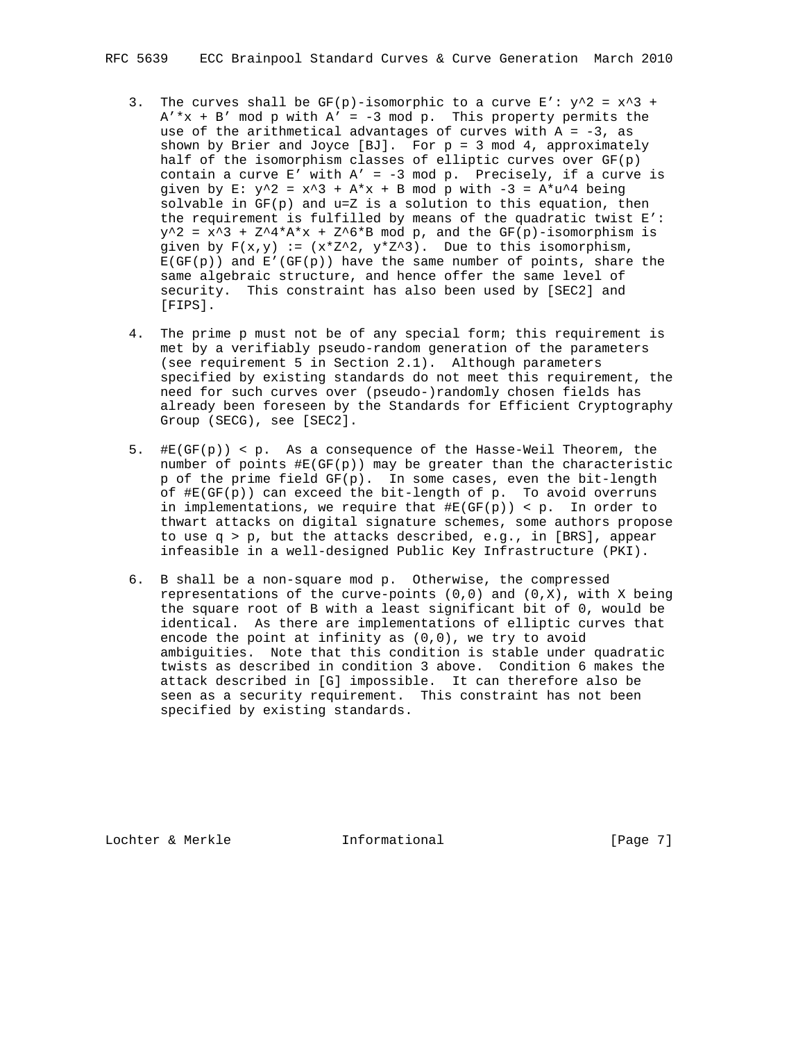3. The curves shall be GF(p)-isomorphic to a curve E': $y^2 = x^3 + A' \cdot x + B' \bmod p$ with $A' = -3 \bmod p$. This property permits the use of the arithmetical advantages of curves with $A = -3$, as shown by Brier and Joyce [BJ]. For $p = 3 \bmod 4$, approximately half of the isomorphism classes of elliptic curves over GF(p) contain a curve E' with $A' = -3 \bmod p$. Precisely, if a curve is given by E: $y^2 = x^3 + A \cdot x + B \bmod p$ with $-3 = A \cdot u^4$ being solvable in GF(p) and u=Z is a solution to this equation, then the requirement is fulfilled by means of the quadratic twist E': $y^2 = x^3 + Z^4 \cdot A \cdot x + Z^6 \cdot B \bmod p$, and the GF(p)-isomorphism is given by $F(x,y) := (x \cdot Z^2, y \cdot Z^3)$. Due to this isomorphism, E(GF(p)) and E'(GF(p)) have the same number of points, share the same algebraic structure, and hence offer the same level of security. This constraint has also been used by [SEC2] and [FIPS].

4. The prime p must not be of any special form; this requirement is met by a verifiably pseudo-random generation of the parameters (see requirement 5 in Section 2.1). Although parameters specified by existing standards do not meet this requirement, the need for such curves over (pseudo-)randomly chosen fields has already been foreseen by the Standards for Efficient Cryptography Group (SECG), see [SEC2].

5. $\#E(GF(p)) < p$. As a consequence of the Hasse-Weil Theorem, the number of points #E(GF(p)) may be greater than the characteristic p of the prime field GF(p). In some cases, even the bit-length of #E(GF(p)) can exceed the bit-length of p. To avoid overruns in implementations, we require that $\#E(GF(p)) < p$. In order to thwart attacks on digital signature schemes, some authors propose to use $q > p$, but the attacks described, e.g., in [BRS], appear infeasible in a well-designed Public Key Infrastructure (PKI).

6. B shall be a non-square mod p. Otherwise, the compressed representations of the curve-points (0,0) and (0,X), with X being the square root of B with a least significant bit of 0, would be identical. As there are implementations of elliptic curves that encode the point at infinity as (0,0), we try to avoid ambiguities. Note that this condition is stable under quadratic twists as described in condition 3 above. Condition 6 makes the attack described in [G] impossible. It can therefore also be seen as a security requirement. This constraint has not been specified by existing standards.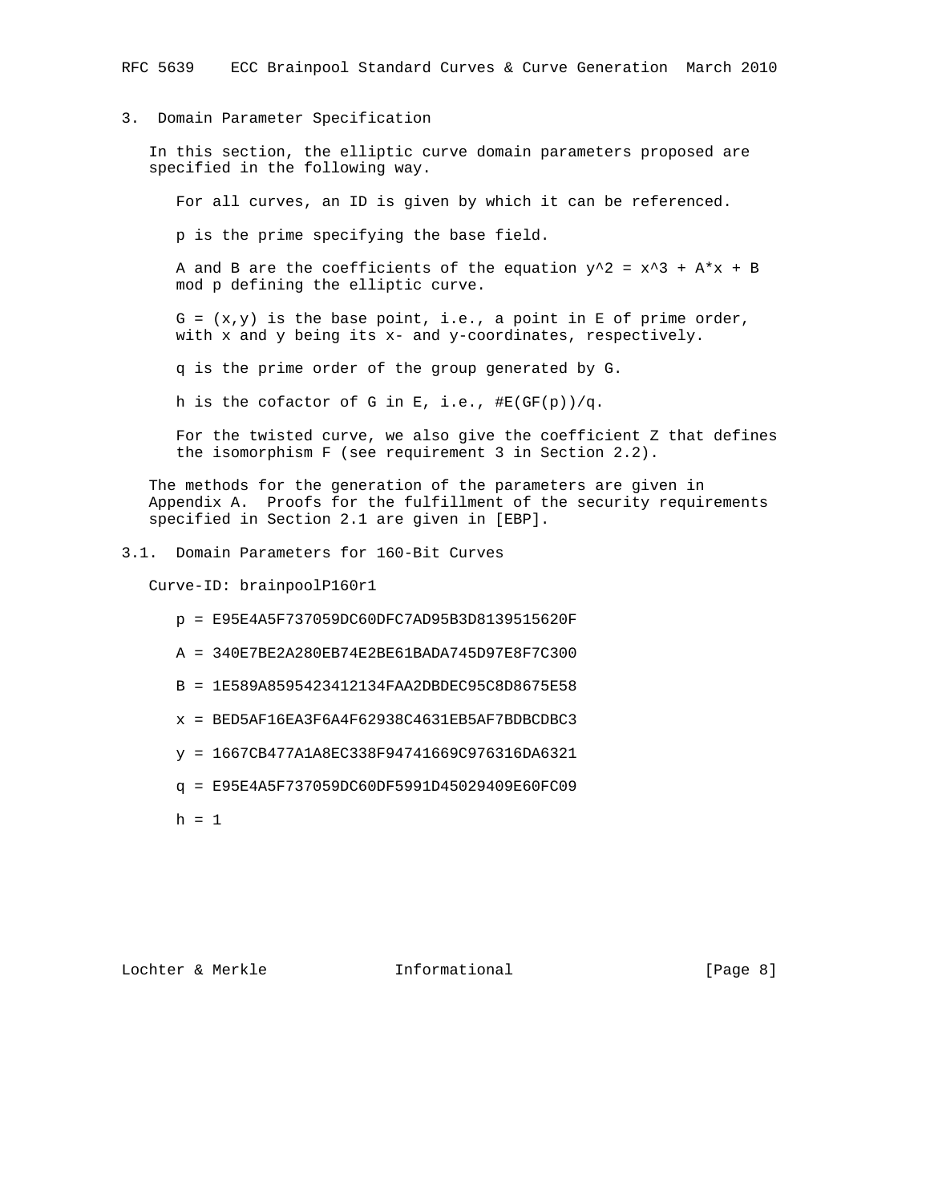## 3. Domain Parameter Specification

In this section, the elliptic curve domain parameters proposed are specified in the following way.

For all curves, an ID is given by which it can be referenced.

p is the prime specifying the base field.

A and B are the coefficients of the equation $y^2 = x^3 + A*x + B \bmod p$ defining the elliptic curve.

$G = (x,y)$ is the base point, i.e., a point in E of prime order, with x and y being its x- and y-coordinates, respectively.

q is the prime order of the group generated by G.

h is the cofactor of G in E, i.e., $\#E(GF(p))/q$.

For the twisted curve, we also give the coefficient Z that defines the isomorphism F (see requirement 3 in Section 2.2).

The methods for the generation of the parameters are given in Appendix A. Proofs for the fulfillment of the security requirements specified in Section 2.1 are given in [EBP].

### 3.1. Domain Parameters for 160-Bit Curves

Curve-ID: brainpoolP160r1

p = E95E4A5F737059DC60DFC7AD95B3D8139515620F

A = 340E7BE2A280EB74E2BE61BADA745D97E8F7C300

B = 1E589A8595423412134FAA2DBDEC95C8D8675E58

x = BED5AF16EA3F6A4F62938C4631EB5AF7BDBCDBC3

y = 1667CB477A1A8EC338F94741669C976316DA6321

q = E95E4A5F737059DC60DF5991D45029409E60FC09

h = 1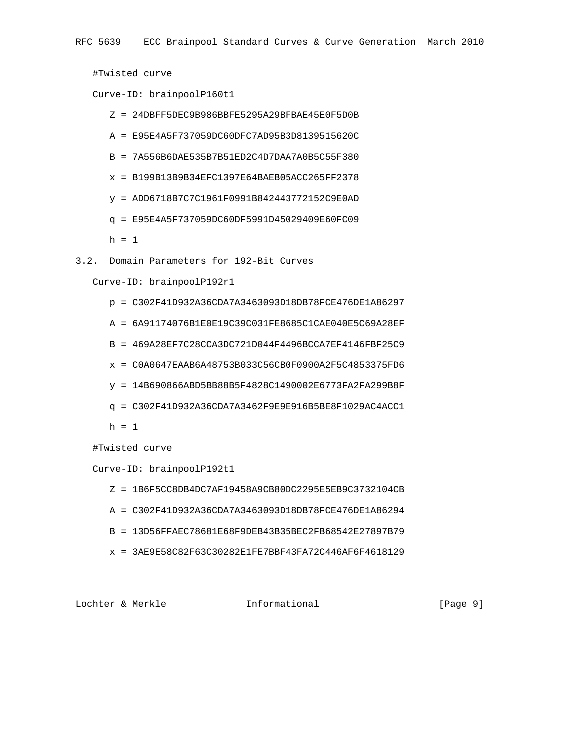#Twisted curve

Curve-ID: brainpoolP160t1

```
Z = 24DBFF5DEC9B986BBFE5295A29BFBAE45E0F5D0B

A = E95E4A5F737059DC60DFC7AD95B3D8139515620C

B = 7A556B6DAE535B7B51ED2C4D7DAA7A0B5C55F380

x = B199B13B9B34EFC1397E64BAEB05ACC265FF2378

y = ADD6718B7C7C1961F0991B842443772152C9E0AD

q = E95E4A5F737059DC60DF5991D45029409E60FC09

h = 1
```

## 3.2. Domain Parameters for 192-Bit Curves

Curve-ID: brainpoolP192r1

```
p = C302F41D932A36CDA7A3463093D18DB78FCE476DE1A86297

A = 6A91174076B1E0E19C39C031FE8685C1CAE040E5C69A28EF

B = 469A28EF7C28CCA3DC721D044F4496BCCA7EF4146FBF25C9

x = C0A0647EAAB6A48753B033C56CB0F0900A2F5C4853375FD6

y = 14B690866ABD5BB88B5F4828C1490002E6773FA2FA299B8F

q = C302F41D932A36CDA7A3462F9E9E916B5BE8F1029AC4ACC1

h = 1
```

#Twisted curve

Curve-ID: brainpoolP192t1

```
Z = 1B6F5CC8DB4DC7AF19458A9CB80DC2295E5EB9C3732104CB

A = C302F41D932A36CDA7A3463093D18DB78FCE476DE1A86294

B = 13D56FFAEC78681E68F9DEB43B35BEC2FB68542E27897B79

x = 3AE9E58C82F63C30282E1FE7BBF43FA72C446AF6F4618129
```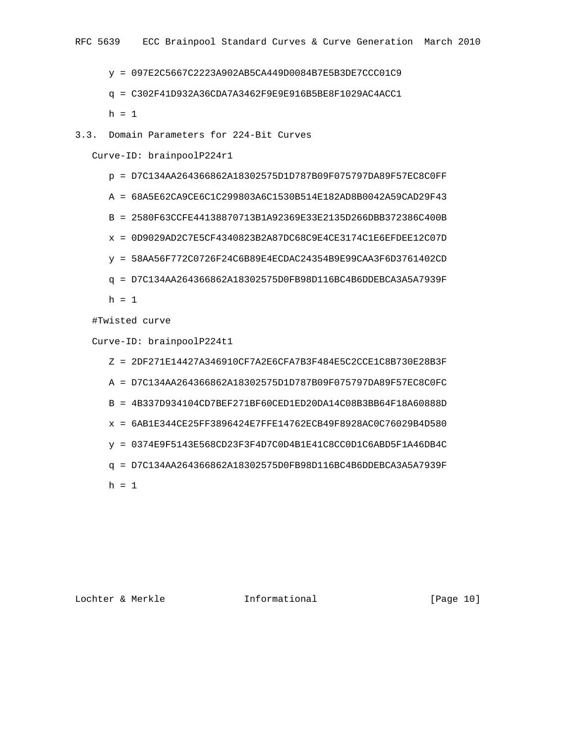y = 097E2C5667C2223A902AB5CA449D0084B7E5B3DE7CCC01C9

q = C302F41D932A36CDA7A3462F9E9E916B5BE8F1029AC4ACC1

h = 1

### 3.3. Domain Parameters for 224-Bit Curves

Curve-ID: brainpoolP224r1

p = D7C134AA264366862A18302575D1D787B09F075797DA89F57EC8C0FF

A = 68A5E62CA9CE6C1C299803A6C1530B514E182AD8B0042A59CAD29F43

B = 2580F63CCFE44138870713B1A92369E33E2135D266DBB372386C400B

x = 0D9029AD2C7E5CF4340823B2A87DC68C9E4CE3174C1E6EFDEE12C07D

y = 58AA56F772C0726F24C6B89E4ECDAC24354B9E99CAA3F6D3761402CD

q = D7C134AA264366862A18302575D0FB98D116BC4B6DDEBCA3A5A7939F

h = 1

#Twisted curve

Curve-ID: brainpoolP224t1

Z = 2DF271E14427A346910CF7A2E6CFA7B3F484E5C2CCE1C8B730E28B3F

A = D7C134AA264366862A18302575D1D787B09F075797DA89F57EC8C0FC

B = 4B337D934104CD7BEF271BF60CED1ED20DA14C08B3BB64F18A60888D

x = 6AB1E344CE25FF3896424E7FFE14762ECB49F8928AC0C76029B4D580

y = 0374E9F5143E568CD23F3F4D7C0D4B1E41C8CC0D1C6ABD5F1A46DB4C

q = D7C134AA264366862A18302575D0FB98D116BC4B6DDEBCA3A5A7939F

h = 1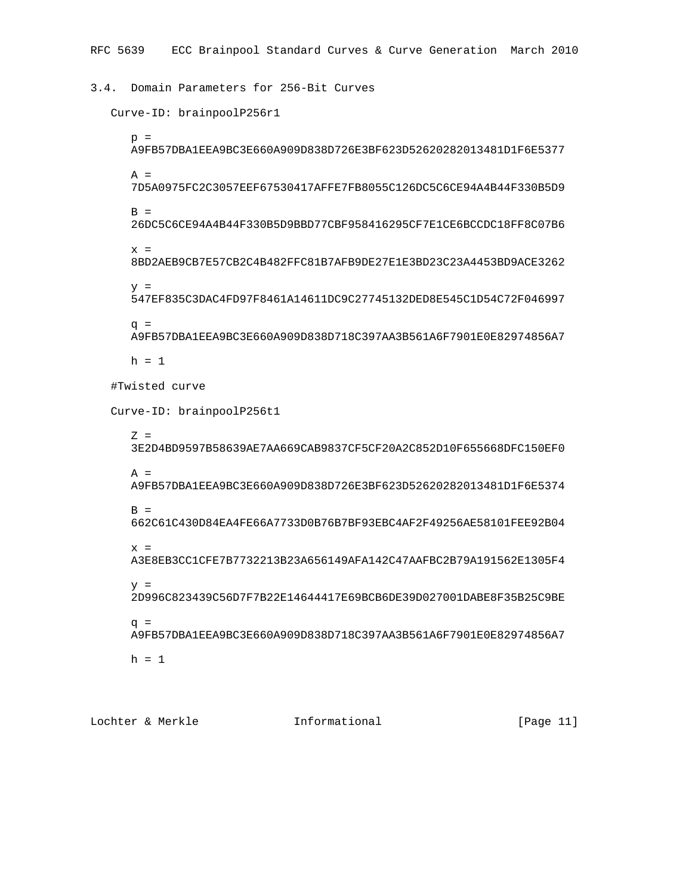### 3.4. Domain Parameters for 256-Bit Curves

Curve-ID: brainpoolP256r1

```
p =
A9FB57DBA1EEA9BC3E660A909D838D726E3BF623D52620282013481D1F6E5377

A =
7D5A0975FC2C3057EEF67530417AFFE7FB8055C126DC5C6CE94A4B44F330B5D9

B =
26DC5C6CE94A4B44F330B5D9BBD77CBF958416295CF7E1CE6BCCDC18FF8C07B6

x =
8BD2AEB9CB7E57CB2C4B482FFC81B7AFB9DE27E1E3BD23C23A4453BD9ACE3262

y =
547EF835C3DAC4FD97F8461A14611DC9C27745132DED8E545C1D54C72F046997

q =
A9FB57DBA1EEA9BC3E660A909D838D718C397AA3B561A6F7901E0E82974856A7

h = 1
```

#Twisted curve

Curve-ID: brainpoolP256t1

```
Z =
3E2D4BD9597B58639AE7AA669CAB9837CF5CF20A2C852D10F655668DFC150EF0

A =
A9FB57DBA1EEA9BC3E660A909D838D726E3BF623D52620282013481D1F6E5374

B =
662C61C430D84EA4FE66A7733D0B76B7BF93EBC4AF2F49256AE58101FEE92B04

x =
A3E8EB3CC1CFE7B7732213B23A656149AFA142C47AAFBC2B79A191562E1305F4

y =
2D996C823439C56D7F7B22E14644417E69BCB6DE39D027001DABE8F35B25C9BE

q =
A9FB57DBA1EEA9BC3E660A909D838D718C397AA3B561A6F7901E0E82974856A7

h = 1
```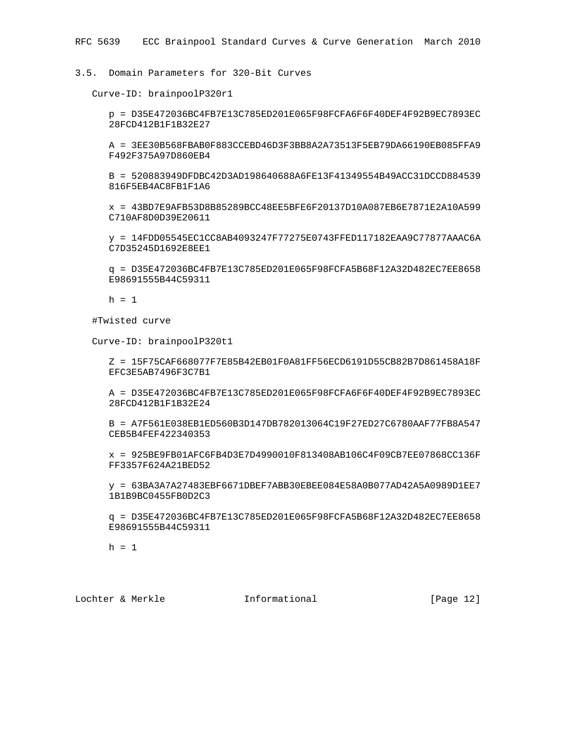### 3.5. Domain Parameters for 320-Bit Curves

Curve-ID: brainpoolP320r1

```
p = D35E472036BC4FB7E13C785ED201E065F98FCFA6F6F40DEF4F92B9EC7893EC
28FCD412B1F1B32E27

A = 3EE30B568FBAB0F883CCEBD46D3F3BB8A2A73513F5EB79DA66190EB085FFA9
F492F375A97D860EB4

B = 520883949DFDBC42D3AD198640688A6FE13F41349554B49ACC31DCCD884539
816F5EB4AC8FB1F1A6

x = 43BD7E9AFB53D8B85289BCC48EE5BFE6F20137D10A087EB6E7871E2A10A599
C710AF8D0D39E20611

y = 14FDD05545EC1CC8AB4093247F77275E0743FFED117182EAA9C77877AAAC6A
C7D35245D1692E8EE1

q = D35E472036BC4FB7E13C785ED201E065F98FCFA5B68F12A32D482EC7EE8658
E98691555B44C59311

h = 1
```

#Twisted curve

Curve-ID: brainpoolP320t1

```
Z = 15F75CAF668077F7E85B42EB01F0A81FF56ECD6191D55CB82B7D861458A18F
EFC3E5AB7496F3C7B1

A = D35E472036BC4FB7E13C785ED201E065F98FCFA6F6F40DEF4F92B9EC7893EC
28FCD412B1F1B32E24

B = A7F561E038EB1ED560B3D147DB782013064C19F27ED27C6780AAF77FB8A547
CEB5B4FEF422340353

x = 925BE9FB01AFC6FB4D3E7D4990010F813408AB106C4F09CB7EE07868CC136F
FF3357F624A21BED52

y = 63BA3A7A27483EBF6671DBEF7ABB30EBEE084E58A0B077AD42A5A0989D1EE7
1B1B9BC0455FB0D2C3

q = D35E472036BC4FB7E13C785ED201E065F98FCFA5B68F12A32D482EC7EE8658
E98691555B44C59311

h = 1
```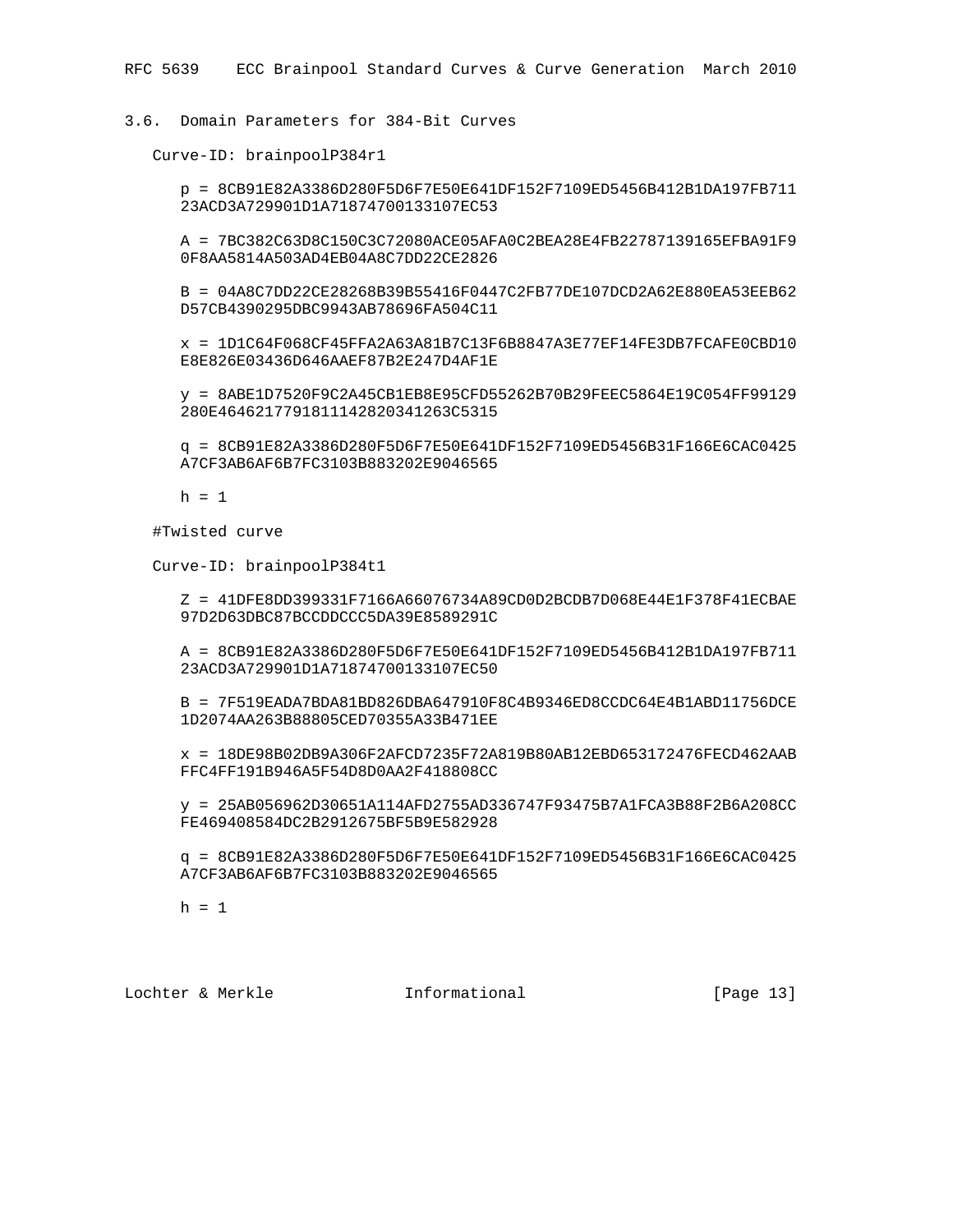### 3.6. Domain Parameters for 384-Bit Curves

Curve-ID: brainpoolP384r1

```
p = 8CB91E82A3386D280F5D6F7E50E641DF152F7109ED5456B412B1DA197FB711
23ACD3A729901D1A71874700133107EC53

A = 7BC382C63D8C150C3C72080ACE05AFA0C2BEA28E4FB22787139165EFBA91F9
0F8AA5814A503AD4EB04A8C7DD22CE2826

B = 04A8C7DD22CE28268B39B55416F0447C2FB77DE107DCD2A62E880EA53EEB62
D57CB4390295DBC9943AB78696FA504C11

x = 1D1C64F068CF45FFA2A63A81B7C13F6B8847A3E77EF14FE3DB7FCAFE0CBD10
E8E826E03436D646AAEF87B2E247D4AF1E

y = 8ABE1D7520F9C2A45CB1EB8E95CFD55262B70B29FEEC5864E19C054FF99129
280E4646217791811142820341263C5315

q = 8CB91E82A3386D280F5D6F7E50E641DF152F7109ED5456B31F166E6CAC0425
A7CF3AB6AF6B7FC3103B883202E9046565

h = 1
```

#Twisted curve

Curve-ID: brainpoolP384t1

```
Z = 41DFE8DD399331F7166A66076734A89CD0D2BCDB7D068E44E1F378F41ECBAE
97D2D63DBC87BCCDDCCC5DA39E8589291C

A = 8CB91E82A3386D280F5D6F7E50E641DF152F7109ED5456B412B1DA197FB711
23ACD3A729901D1A71874700133107EC50

B = 7F519EADA7BDA81BD826DBA647910F8C4B9346ED8CCDC64E4B1ABD11756DCE
1D2074AA263B88805CED70355A33B471EE

x = 18DE98B02DB9A306F2AFCD7235F72A819B80AB12EBD653172476FECD462AAB
FFC4FF191B946A5F54D8D0AA2F418808CC

y = 25AB056962D30651A114AFD2755AD336747F93475B7A1FCA3B88F2B6A208CC
FE469408584DC2B2912675BF5B9E582928

q = 8CB91E82A3386D280F5D6F7E50E641DF152F7109ED5456B31F166E6CAC0425
A7CF3AB6AF6B7FC3103B883202E9046565

h = 1
```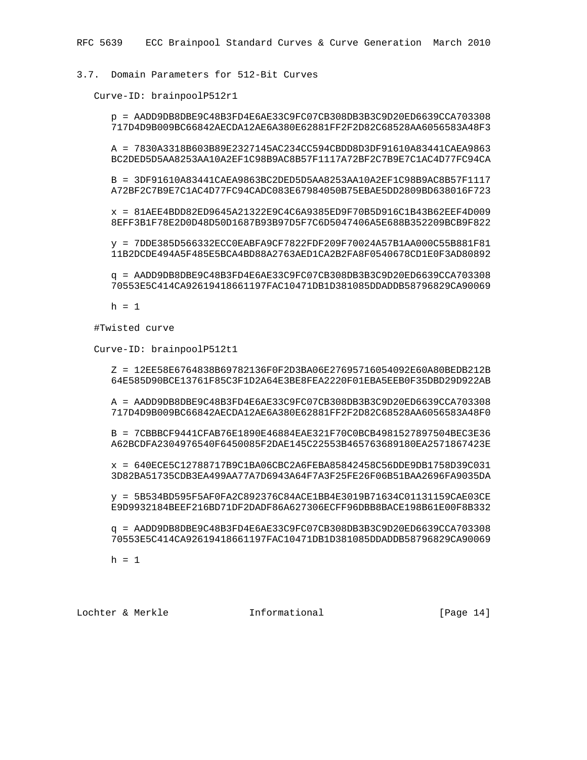### 3.7. Domain Parameters for 512-Bit Curves

Curve-ID: brainpoolP512r1

```
p = AADD9DB8DBE9C48B3FD4E6AE33C9FC07CB308DB3B3C9D20ED6639CCA703308
717D4D9B009BC66842AECDA12AE6A380E62881FF2F2D82C68528AA6056583A48F3

A = 7830A3318B603B89E2327145AC234CC594CBDD8D3DF91610A83441CAEA9863
BC2DED5D5AA8253AA10A2EF1C98B9AC8B57F1117A72BF2C7B9E7C1AC4D77FC94CA

B = 3DF91610A83441CAEA9863BC2DED5D5AA8253AA10A2EF1C98B9AC8B57F1117
A72BF2C7B9E7C1AC4D77FC94CADC083E67984050B75EBAE5DD2809BD638016F723

x = 81AEE4BDD82ED9645A21322E9C4C6A9385ED9F70B5D916C1B43B62EEF4D009
8EFF3B1F78E2D0D48D50D1687B93B97D5F7C6D5047406A5E688B352209BCB9F822

y = 7DDE385D566332ECC0EABFA9CF7822FDF209F70024A57B1AA000C55B881F81
11B2DCDE494A5F485E5BCA4BD88A2763AED1CA2B2FA8F0540678CD1E0F3AD80892

q = AADD9DB8DBE9C48B3FD4E6AE33C9FC07CB308DB3B3C9D20ED6639CCA703308
70553E5C414CA92619418661197FAC10471DB1D381085DDADDB58796829CA90069

h = 1
```

#Twisted curve

Curve-ID: brainpoolP512t1

```
Z = 12EE58E6764838B69782136F0F2D3BA06E27695716054092E60A80BEDB212B
64E585D90BCE13761F85C3F1D2A64E3BE8FEA2220F01EBA5EEB0F35DBD29D922AB

A = AADD9DB8DBE9C48B3FD4E6AE33C9FC07CB308DB3B3C9D20ED6639CCA703308
717D4D9B009BC66842AECDA12AE6A380E62881FF2F2D82C68528AA6056583A48F0

B = 7CBBBCF9441CFAB76E1890E46884EAE321F70C0BCB4981527897504BEC3E36
A62BCDFA2304976540F6450085F2DAE145C22553B465763689180EA2571867423E

x = 640ECE5C12788717B9C1BA06CBC2A6FEBA85842458C56DDE9DB1758D39C031
3D82BA51735CDB3EA499AA77A7D6943A64F7A3F25FE26F06B51BAA2696FA9035DA

y = 5B534BD595F5AF0FA2C892376C84ACE1BB4E3019B71634C01131159CAE03CE
E9D9932184BEEF216BD71DF2DADF86A627306ECFF96DBB8BACE198B61E00F8B332

q = AADD9DB8DBE9C48B3FD4E6AE33C9FC07CB308DB3B3C9D20ED6639CCA703308
70553E5C414CA92619418661197FAC10471DB1D381085DDADDB58796829CA90069

h = 1
```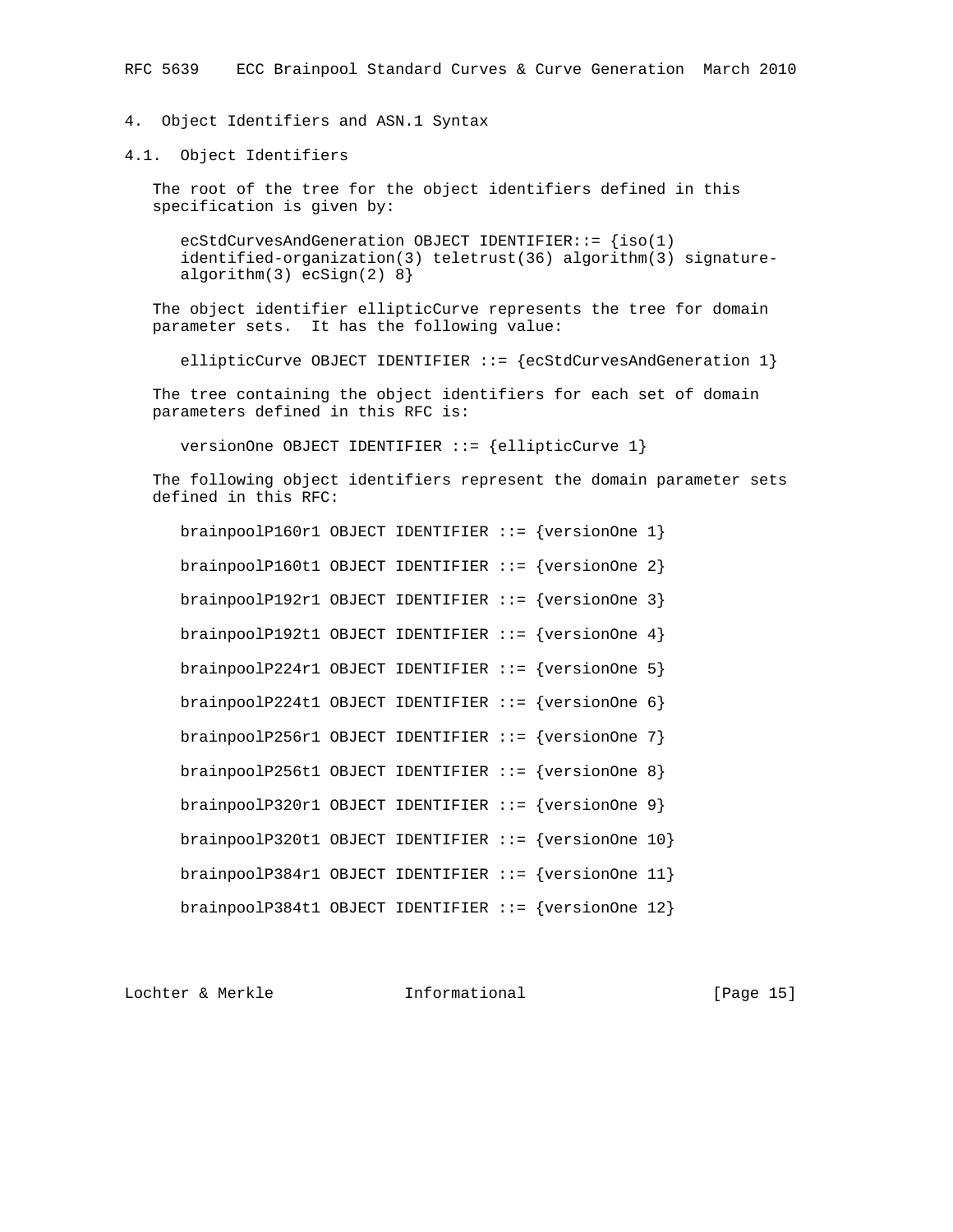## 4. Object Identifiers and ASN.1 Syntax

### 4.1. Object Identifiers

The root of the tree for the object identifiers defined in this specification is given by:

```
ecStdCurvesAndGeneration OBJECT IDENTIFIER::= {iso(1)
identified-organization(3) teletrust(36) algorithm(3) signature-
algorithm(3) ecSign(2) 8}
```

The object identifier ellipticCurve represents the tree for domain parameter sets. It has the following value:

```
ellipticCurve OBJECT IDENTIFIER ::= {ecStdCurvesAndGeneration 1}
```

The tree containing the object identifiers for each set of domain parameters defined in this RFC is:

```
versionOne OBJECT IDENTIFIER ::= {ellipticCurve 1}
```

The following object identifiers represent the domain parameter sets defined in this RFC:

```
brainpoolP160r1 OBJECT IDENTIFIER ::= {versionOne 1}

brainpoolP160t1 OBJECT IDENTIFIER ::= {versionOne 2}

brainpoolP192r1 OBJECT IDENTIFIER ::= {versionOne 3}

brainpoolP192t1 OBJECT IDENTIFIER ::= {versionOne 4}

brainpoolP224r1 OBJECT IDENTIFIER ::= {versionOne 5}

brainpoolP224t1 OBJECT IDENTIFIER ::= {versionOne 6}

brainpoolP256r1 OBJECT IDENTIFIER ::= {versionOne 7}

brainpoolP256t1 OBJECT IDENTIFIER ::= {versionOne 8}

brainpoolP320r1 OBJECT IDENTIFIER ::= {versionOne 9}

brainpoolP320t1 OBJECT IDENTIFIER ::= {versionOne 10}

brainpoolP384r1 OBJECT IDENTIFIER ::= {versionOne 11}

brainpoolP384t1 OBJECT IDENTIFIER ::= {versionOne 12}
```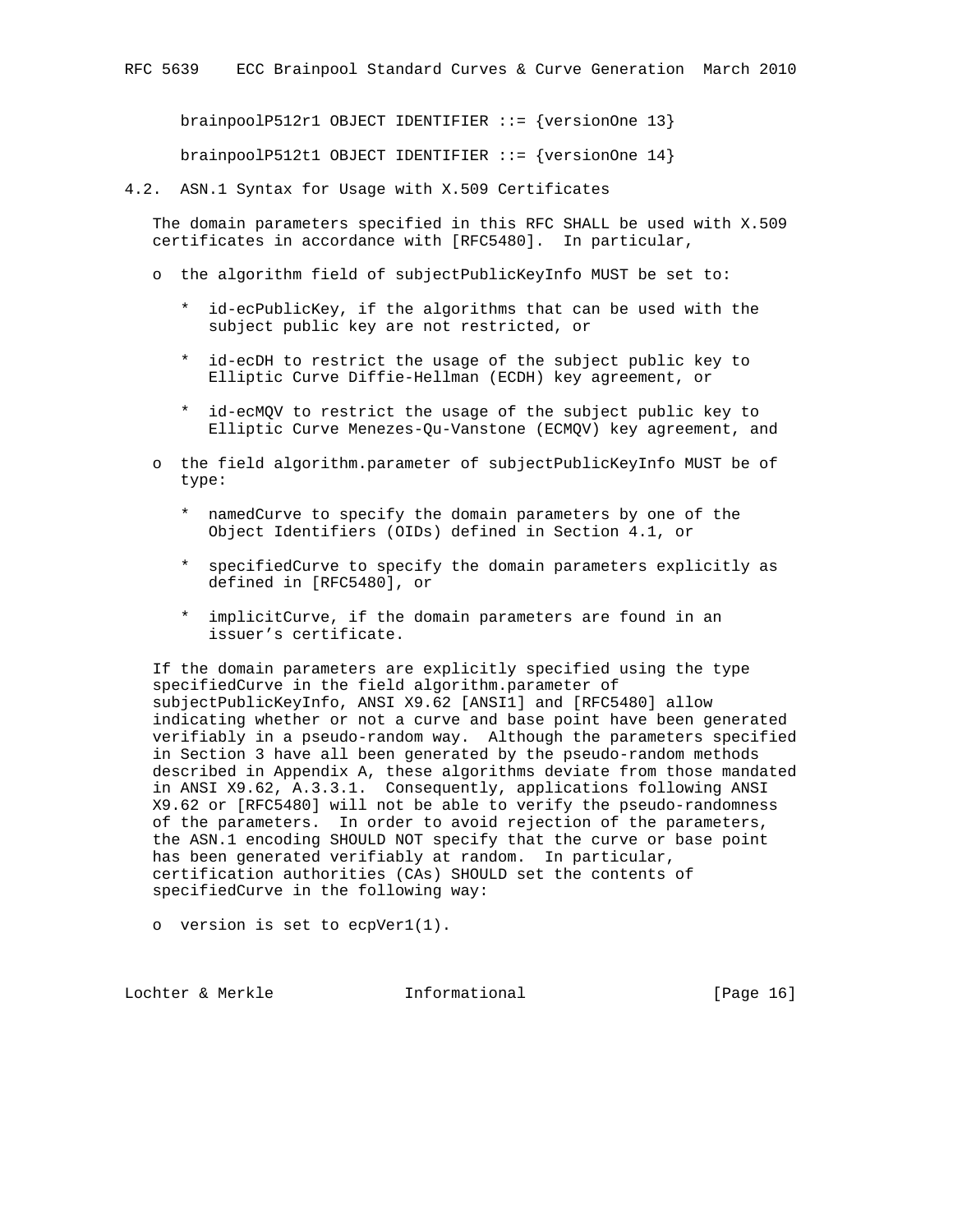```
brainpoolP512r1 OBJECT IDENTIFIER ::= {versionOne 13}

brainpoolP512t1 OBJECT IDENTIFIER ::= {versionOne 14}
```

### 4.2. ASN.1 Syntax for Usage with X.509 Certificates

The domain parameters specified in this RFC SHALL be used with X.509 certificates in accordance with [RFC5480]. In particular,

- the algorithm field of subjectPublicKeyInfo MUST be set to:
  - id-ecPublicKey, if the algorithms that can be used with the subject public key are not restricted, or
  - id-ecDH to restrict the usage of the subject public key to Elliptic Curve Diffie-Hellman (ECDH) key agreement, or
  - id-ecMQV to restrict the usage of the subject public key to Elliptic Curve Menezes-Qu-Vanstone (ECMQV) key agreement, and
- the field algorithm.parameter of subjectPublicKeyInfo MUST be of type:
  - namedCurve to specify the domain parameters by one of the Object Identifiers (OIDs) defined in Section 4.1, or
  - specifiedCurve to specify the domain parameters explicitly as defined in [RFC5480], or
  - implicitCurve, if the domain parameters are found in an issuer's certificate.

If the domain parameters are explicitly specified using the type specifiedCurve in the field algorithm.parameter of subjectPublicKeyInfo, ANSI X9.62 [ANSI1] and [RFC5480] allow indicating whether or not a curve and base point have been generated verifiably in a pseudo-random way. Although the parameters specified in Section 3 have all been generated by the pseudo-random methods described in Appendix A, these algorithms deviate from those mandated in ANSI X9.62, A.3.3.1. Consequently, applications following ANSI X9.62 or [RFC5480] will not be able to verify the pseudo-randomness of the parameters. In order to avoid rejection of the parameters, the ASN.1 encoding SHOULD NOT specify that the curve or base point has been generated verifiably at random. In particular, certification authorities (CAs) SHOULD set the contents of specifiedCurve in the following way:

- version is set to ecpVer1(1).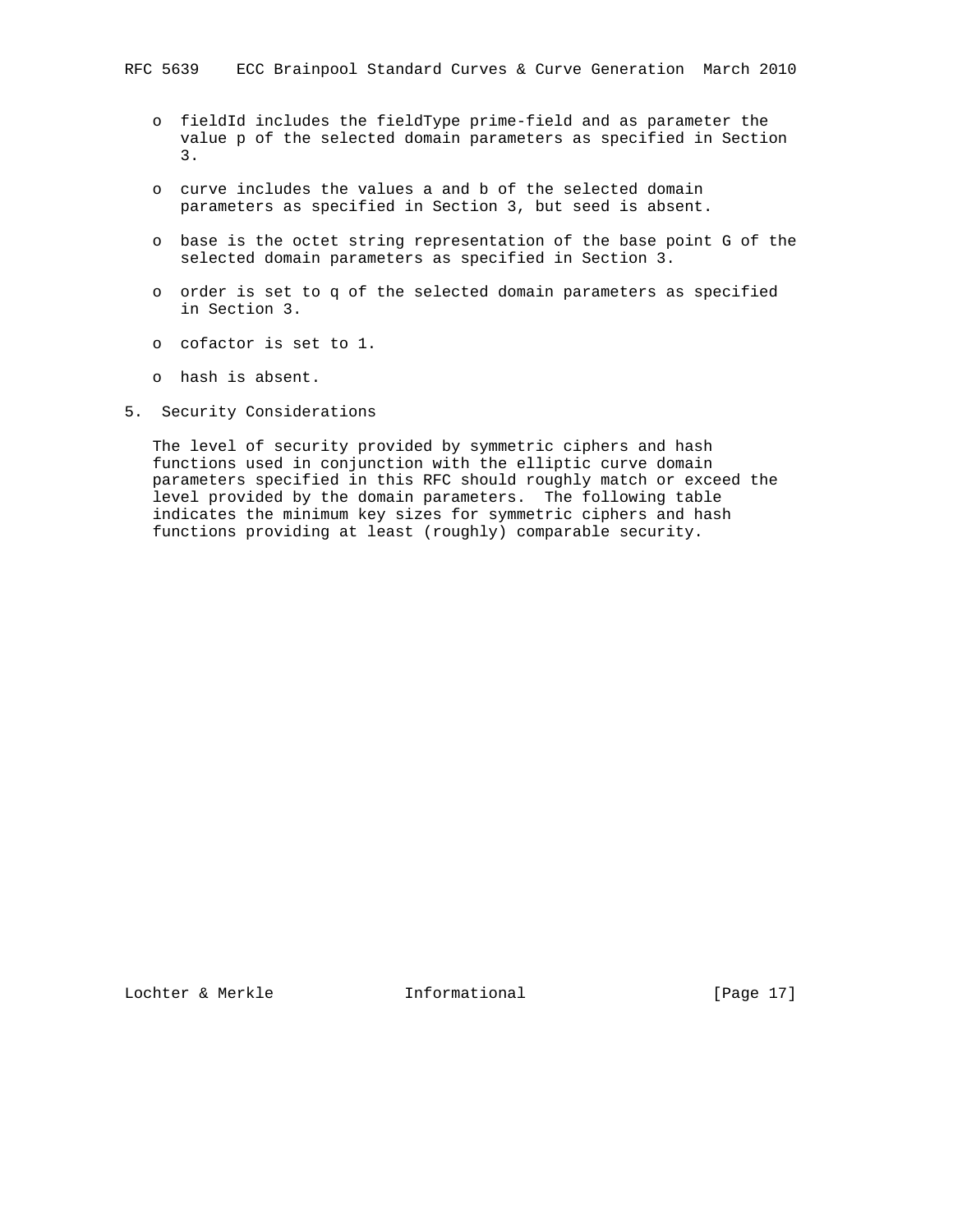- fieldId includes the fieldType prime-field and as parameter the value p of the selected domain parameters as specified in Section 3.

- curve includes the values a and b of the selected domain parameters as specified in Section 3, but seed is absent.

- base is the octet string representation of the base point G of the selected domain parameters as specified in Section 3.

- order is set to q of the selected domain parameters as specified in Section 3.

- cofactor is set to 1.

- hash is absent.

## 5. Security Considerations

The level of security provided by symmetric ciphers and hash functions used in conjunction with the elliptic curve domain parameters specified in this RFC should roughly match or exceed the level provided by the domain parameters. The following table indicates the minimum key sizes for symmetric ciphers and hash functions providing at least (roughly) comparable security.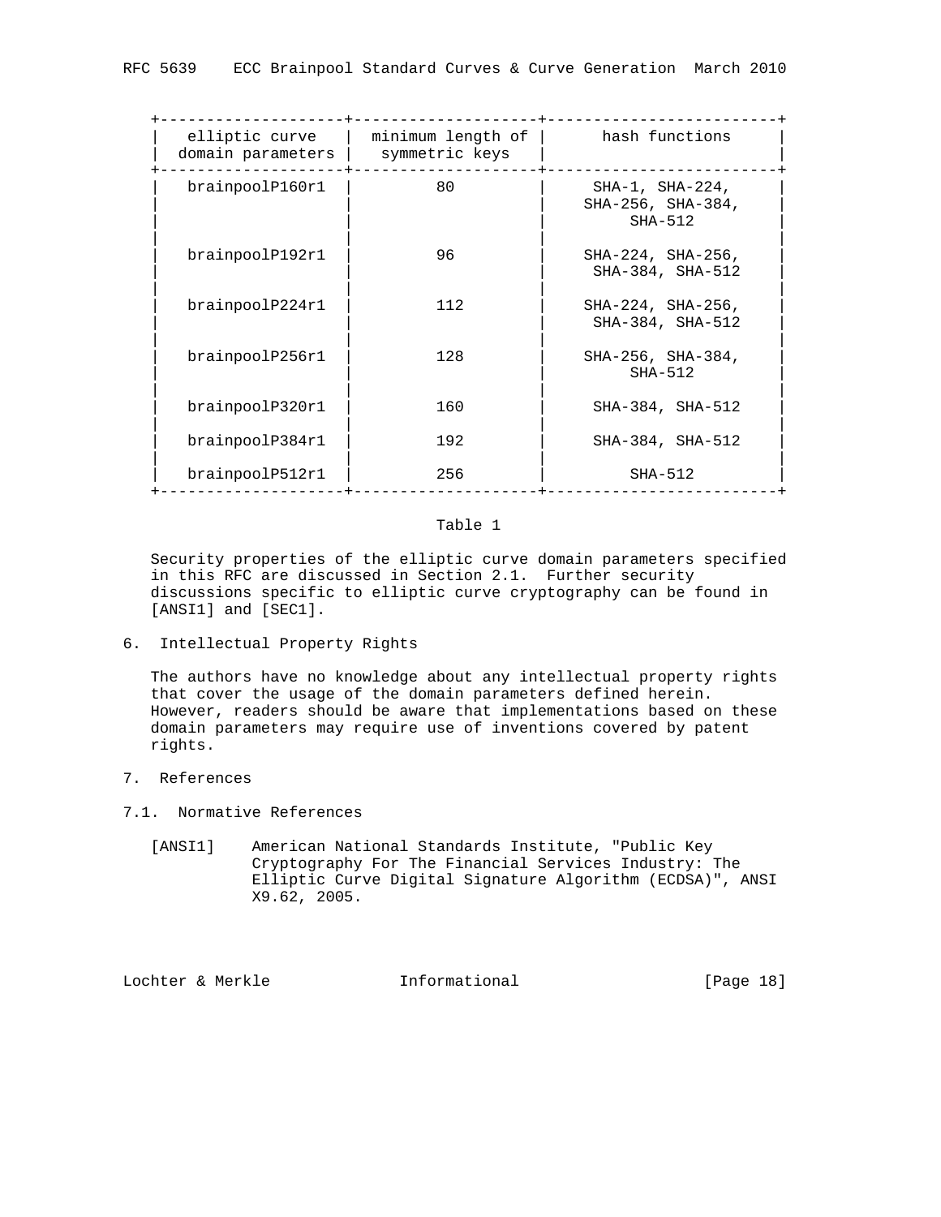| elliptic curve domain parameters | minimum length of symmetric keys | hash functions |
| --- | --- | --- |
| brainpoolP160r1 | 80 | SHA-1, SHA-224, SHA-256, SHA-384, SHA-512 |
| brainpoolP192r1 | 96 | SHA-224, SHA-256, SHA-384, SHA-512 |
| brainpoolP224r1 | 112 | SHA-224, SHA-256, SHA-384, SHA-512 |
| brainpoolP256r1 | 128 | SHA-256, SHA-384, SHA-512 |
| brainpoolP320r1 | 160 | SHA-384, SHA-512 |
| brainpoolP384r1 | 192 | SHA-384, SHA-512 |
| brainpoolP512r1 | 256 | SHA-512 |

Table 1

Security properties of the elliptic curve domain parameters specified in this RFC are discussed in Section 2.1. Further security discussions specific to elliptic curve cryptography can be found in [ANSI1] and [SEC1].

## 6. Intellectual Property Rights

The authors have no knowledge about any intellectual property rights that cover the usage of the domain parameters defined herein. However, readers should be aware that implementations based on these domain parameters may require use of inventions covered by patent rights.

## 7. References

### 7.1. Normative References

[ANSI1] American National Standards Institute, "Public Key Cryptography For The Financial Services Industry: The Elliptic Curve Digital Signature Algorithm (ECDSA)", ANSI X9.62, 2005.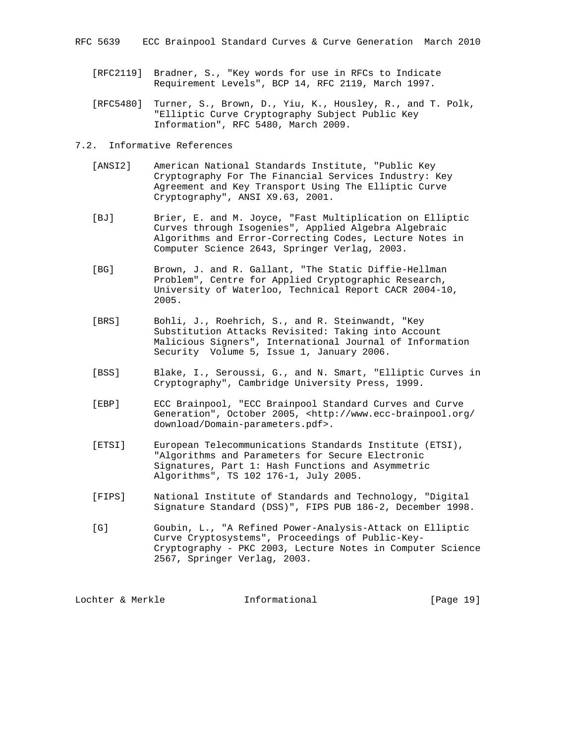[RFC2119] Bradner, S., "Key words for use in RFCs to Indicate Requirement Levels", BCP 14, RFC 2119, March 1997.

[RFC5480] Turner, S., Brown, D., Yiu, K., Housley, R., and T. Polk, "Elliptic Curve Cryptography Subject Public Key Information", RFC 5480, March 2009.

## 7.2. Informative References

[ANSI2] American National Standards Institute, "Public Key Cryptography For The Financial Services Industry: Key Agreement and Key Transport Using The Elliptic Curve Cryptography", ANSI X9.63, 2001.

[BJ] Brier, E. and M. Joyce, "Fast Multiplication on Elliptic Curves through Isogenies", Applied Algebra Algebraic Algorithms and Error-Correcting Codes, Lecture Notes in Computer Science 2643, Springer Verlag, 2003.

[BG] Brown, J. and R. Gallant, "The Static Diffie-Hellman Problem", Centre for Applied Cryptographic Research, University of Waterloo, Technical Report CACR 2004-10, 2005.

[BRS] Bohli, J., Roehrich, S., and R. Steinwandt, "Key Substitution Attacks Revisited: Taking into Account Malicious Signers", International Journal of Information Security Volume 5, Issue 1, January 2006.

[BSS] Blake, I., Seroussi, G., and N. Smart, "Elliptic Curves in Cryptography", Cambridge University Press, 1999.

[EBP] ECC Brainpool, "ECC Brainpool Standard Curves and Curve Generation", October 2005, <http://www.ecc-brainpool.org/download/Domain-parameters.pdf>.

[ETSI] European Telecommunications Standards Institute (ETSI), "Algorithms and Parameters for Secure Electronic Signatures, Part 1: Hash Functions and Asymmetric Algorithms", TS 102 176-1, July 2005.

[FIPS] National Institute of Standards and Technology, "Digital Signature Standard (DSS)", FIPS PUB 186-2, December 1998.

[G] Goubin, L., "A Refined Power-Analysis-Attack on Elliptic Curve Cryptosystems", Proceedings of Public-Key-Cryptography - PKC 2003, Lecture Notes in Computer Science 2567, Springer Verlag, 2003.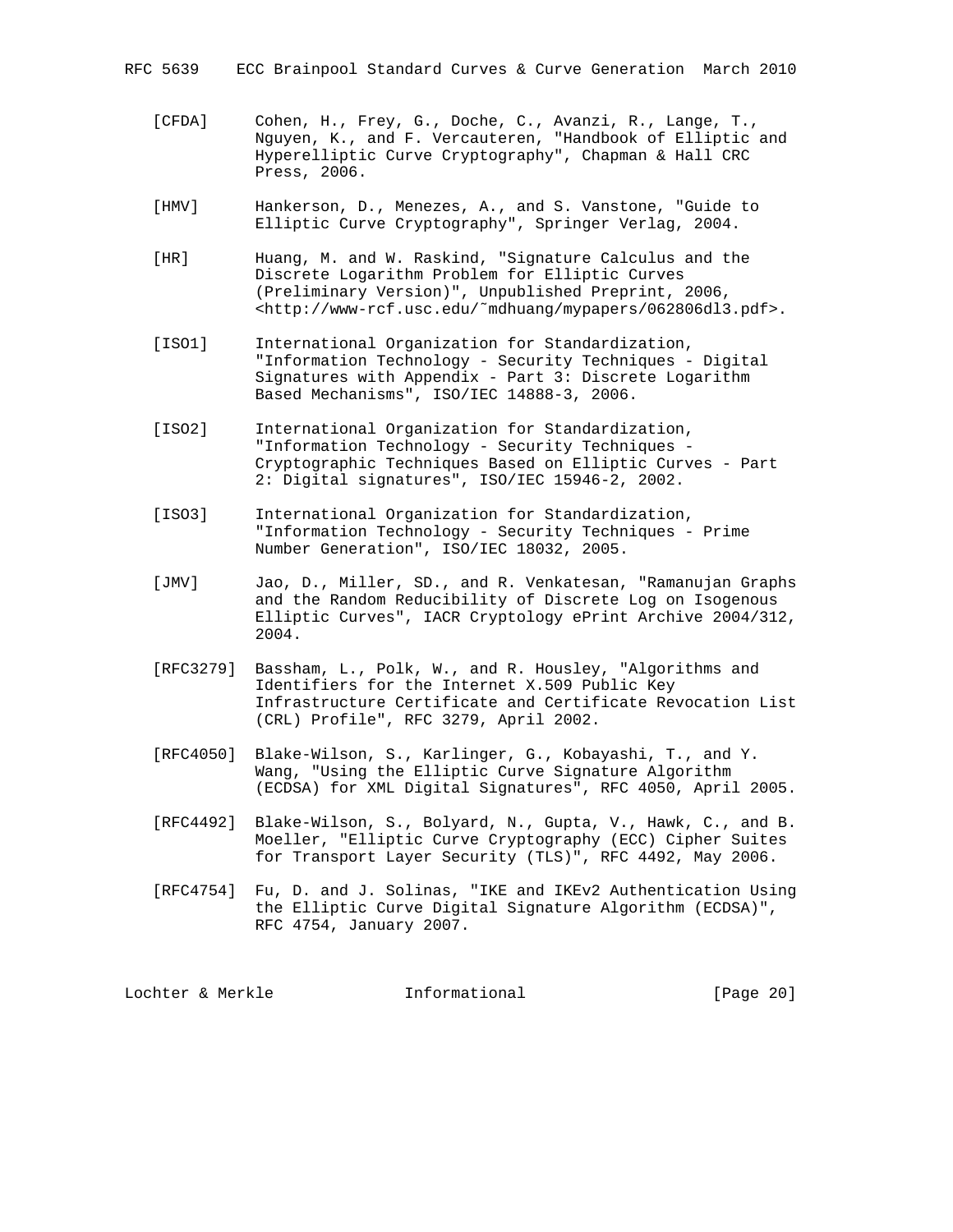[CFDA] Cohen, H., Frey, G., Doche, C., Avanzi, R., Lange, T., Nguyen, K., and F. Vercauteren, "Handbook of Elliptic and Hyperelliptic Curve Cryptography", Chapman & Hall CRC Press, 2006.

[HMV] Hankerson, D., Menezes, A., and S. Vanstone, "Guide to Elliptic Curve Cryptography", Springer Verlag, 2004.

[HR] Huang, M. and W. Raskind, "Signature Calculus and the Discrete Logarithm Problem for Elliptic Curves (Preliminary Version)", Unpublished Preprint, 2006, <http://www-rcf.usc.edu/˜mdhuang/mypapers/062806dl3.pdf>.

[ISO1] International Organization for Standardization, "Information Technology - Security Techniques - Digital Signatures with Appendix - Part 3: Discrete Logarithm Based Mechanisms", ISO/IEC 14888-3, 2006.

[ISO2] International Organization for Standardization, "Information Technology - Security Techniques - Cryptographic Techniques Based on Elliptic Curves - Part 2: Digital signatures", ISO/IEC 15946-2, 2002.

[ISO3] International Organization for Standardization, "Information Technology - Security Techniques - Prime Number Generation", ISO/IEC 18032, 2005.

[JMV] Jao, D., Miller, SD., and R. Venkatesan, "Ramanujan Graphs and the Random Reducibility of Discrete Log on Isogenous Elliptic Curves", IACR Cryptology ePrint Archive 2004/312, 2004.

[RFC3279] Bassham, L., Polk, W., and R. Housley, "Algorithms and Identifiers for the Internet X.509 Public Key Infrastructure Certificate and Certificate Revocation List (CRL) Profile", RFC 3279, April 2002.

[RFC4050] Blake-Wilson, S., Karlinger, G., Kobayashi, T., and Y. Wang, "Using the Elliptic Curve Signature Algorithm (ECDSA) for XML Digital Signatures", RFC 4050, April 2005.

[RFC4492] Blake-Wilson, S., Bolyard, N., Gupta, V., Hawk, C., and B. Moeller, "Elliptic Curve Cryptography (ECC) Cipher Suites for Transport Layer Security (TLS)", RFC 4492, May 2006.

[RFC4754] Fu, D. and J. Solinas, "IKE and IKEv2 Authentication Using the Elliptic Curve Digital Signature Algorithm (ECDSA)", RFC 4754, January 2007.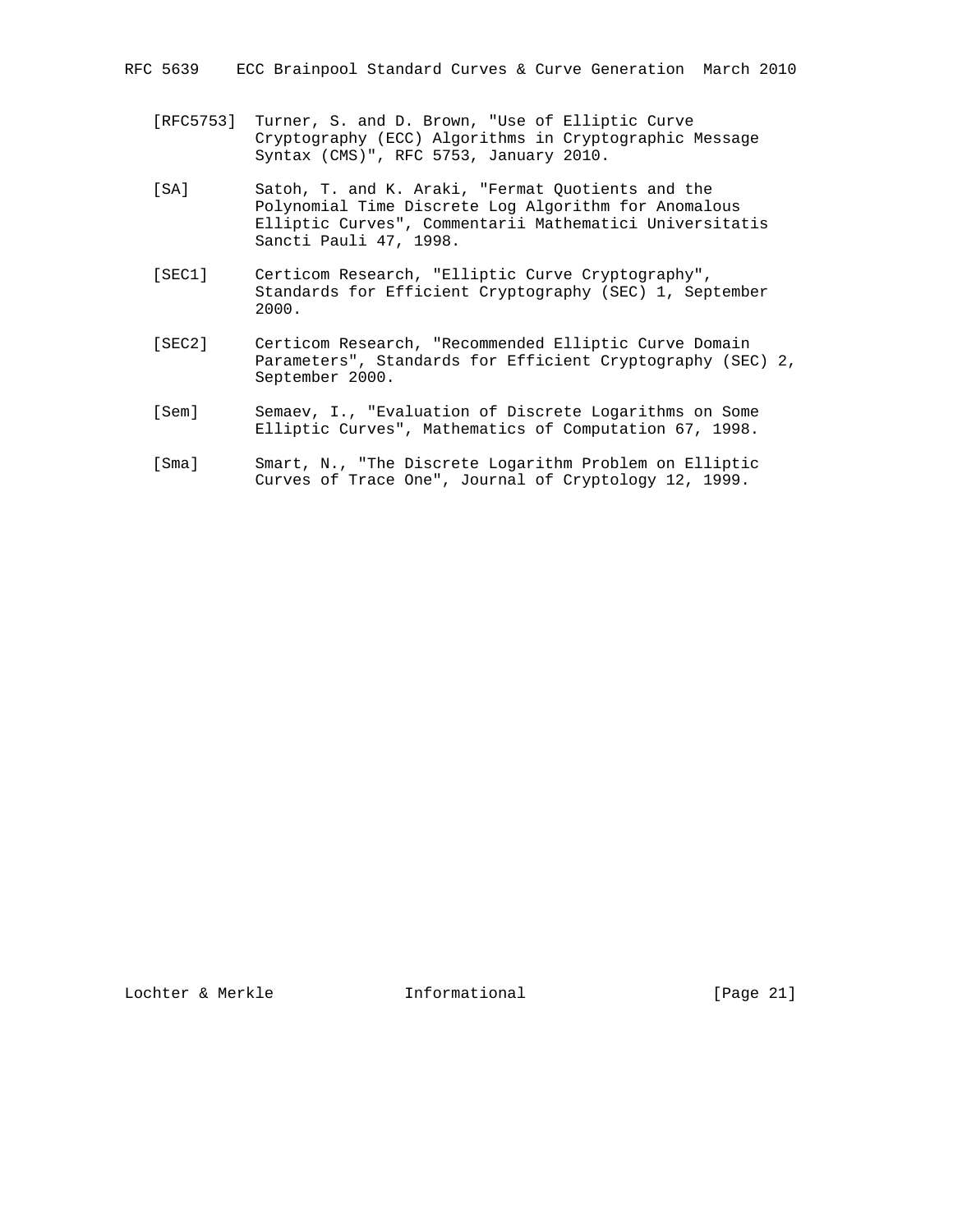[RFC5753] Turner, S. and D. Brown, "Use of Elliptic Curve Cryptography (ECC) Algorithms in Cryptographic Message Syntax (CMS)", RFC 5753, January 2010.

[SA] Satoh, T. and K. Araki, "Fermat Quotients and the Polynomial Time Discrete Log Algorithm for Anomalous Elliptic Curves", Commentarii Mathematici Universitatis Sancti Pauli 47, 1998.

[SEC1] Certicom Research, "Elliptic Curve Cryptography", Standards for Efficient Cryptography (SEC) 1, September 2000.

[SEC2] Certicom Research, "Recommended Elliptic Curve Domain Parameters", Standards for Efficient Cryptography (SEC) 2, September 2000.

[Sem] Semaev, I., "Evaluation of Discrete Logarithms on Some Elliptic Curves", Mathematics of Computation 67, 1998.

[Sma] Smart, N., "The Discrete Logarithm Problem on Elliptic Curves of Trace One", Journal of Cryptology 12, 1999.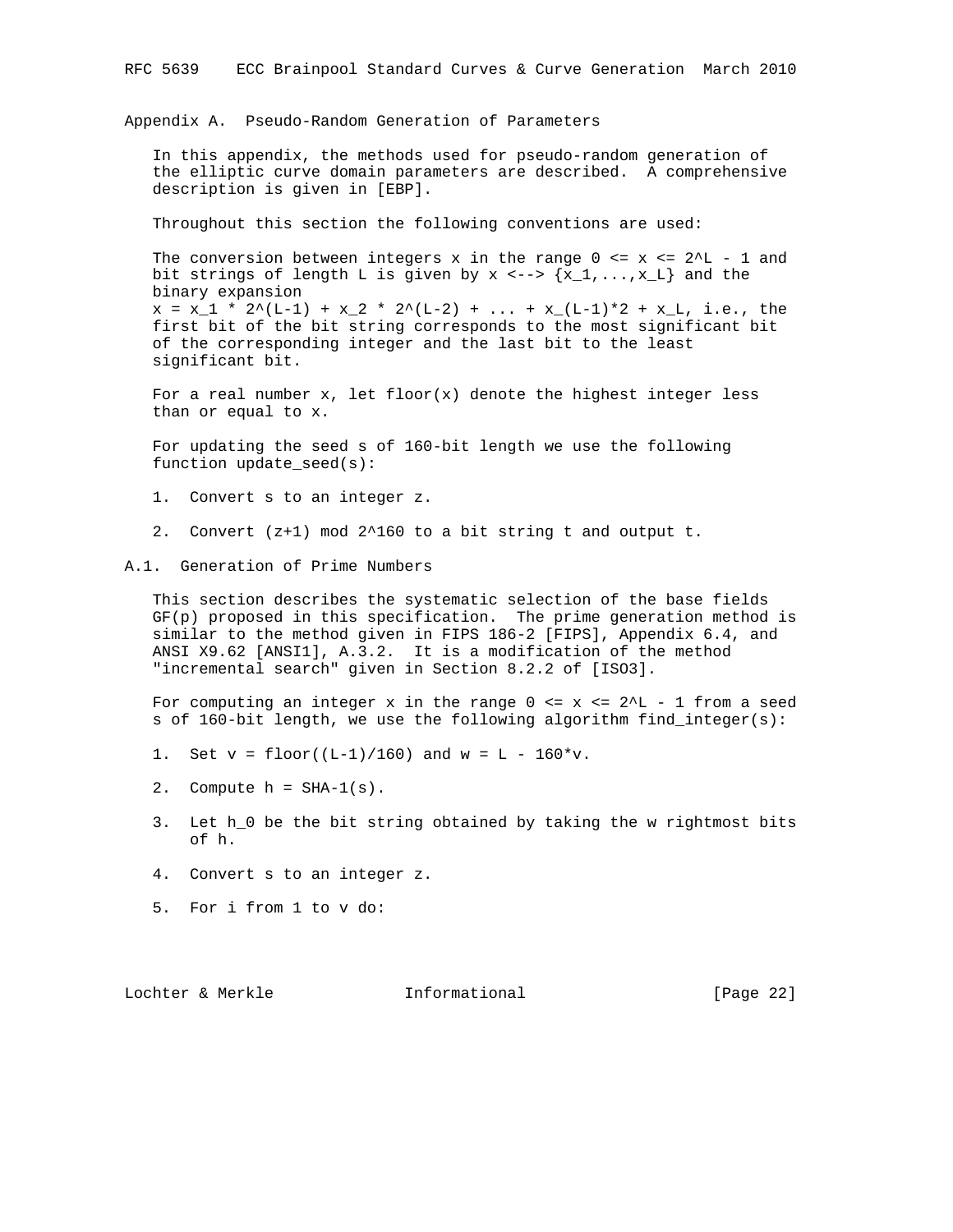## Appendix A. Pseudo-Random Generation of Parameters

In this appendix, the methods used for pseudo-random generation of the elliptic curve domain parameters are described. A comprehensive description is given in [EBP].

Throughout this section the following conventions are used:

The conversion between integers x in the range $0 <= x <= 2^L - 1$ and bit strings of length L is given by $x <--> \{x_1,...,x_L\}$ and the binary expansion
$x = x_1 * 2^{(L-1)} + x_2 * 2^{(L-2)} + ... + x_{(L-1)}*2 + x_L$, i.e., the first bit of the bit string corresponds to the most significant bit of the corresponding integer and the last bit to the least significant bit.

For a real number x, let floor(x) denote the highest integer less than or equal to x.

For updating the seed s of 160-bit length we use the following function update_seed(s):

1. Convert s to an integer z.

2. Convert $(z+1) \bmod 2^{160}$ to a bit string t and output t.

### A.1. Generation of Prime Numbers

This section describes the systematic selection of the base fields GF(p) proposed in this specification. The prime generation method is similar to the method given in FIPS 186-2 [FIPS], Appendix 6.4, and ANSI X9.62 [ANSI1], A.3.2. It is a modification of the method "incremental search" given in Section 8.2.2 of [ISO3].

For computing an integer x in the range $0 <= x <= 2^L - 1$ from a seed s of 160-bit length, we use the following algorithm find_integer(s):

1. Set v = floor((L-1)/160) and w = L - 160*v.

2. Compute h = SHA-1(s).

3. Let $h_0$ be the bit string obtained by taking the w rightmost bits of h.

4. Convert s to an integer z.

5. For i from 1 to v do: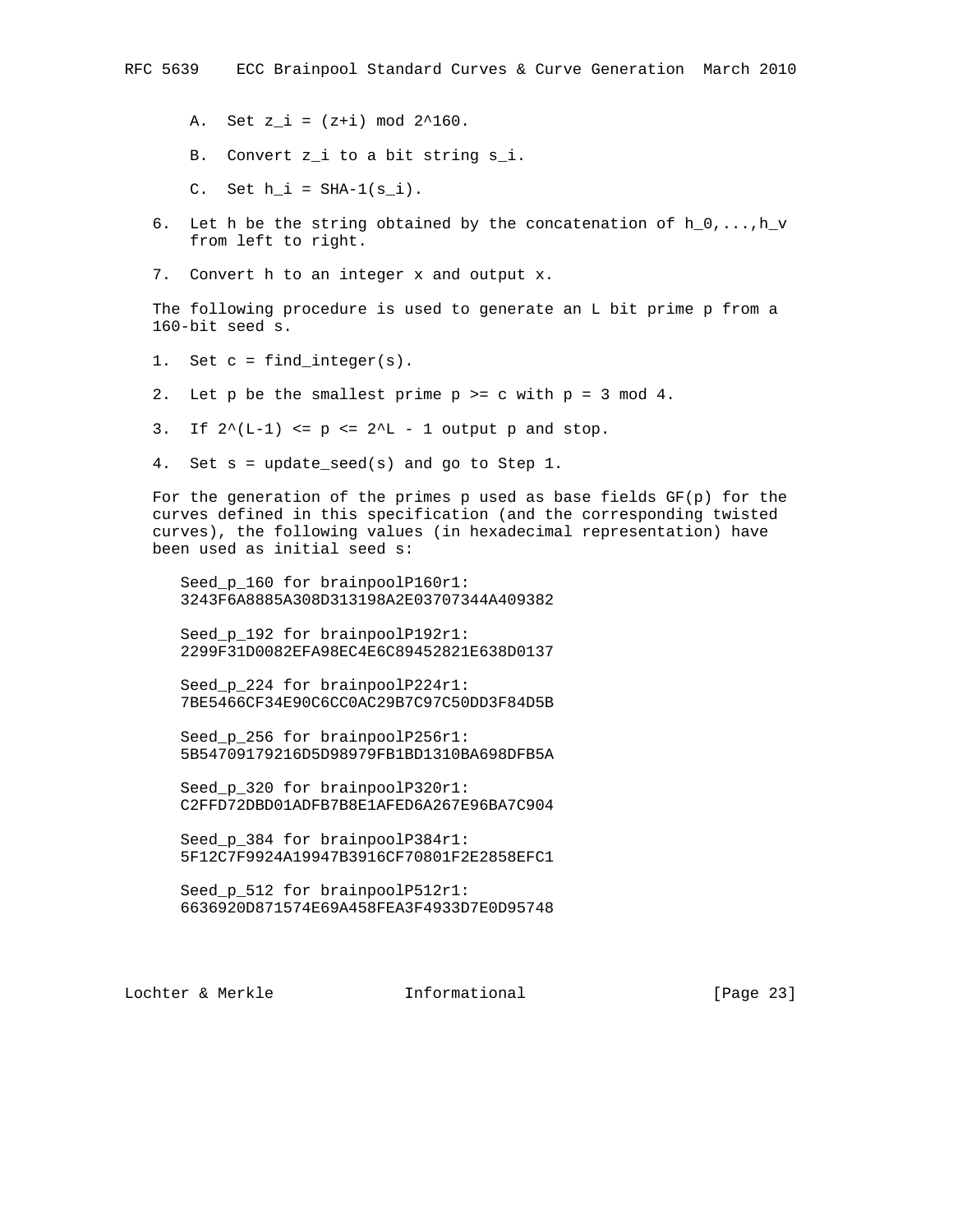A. Set $z_i = (z+i) \bmod 2^{160}$.

   B. Convert $z_i$ to a bit string $s_i$.

   C. Set $h_i = \text{SHA-1}(s_i)$.

6. Let h be the string obtained by the concatenation of $h_0,...,h_v$ from left to right.

7. Convert h to an integer x and output x.

The following procedure is used to generate an L bit prime p from a 160-bit seed s.

1. Set c = find_integer(s).

2. Let p be the smallest prime $p \geq c$ with $p = 3 \bmod 4$.

3. If $2^{(L-1)} \leq p \leq 2^L - 1$ output p and stop.

4. Set s = update_seed(s) and go to Step 1.

For the generation of the primes p used as base fields GF(p) for the curves defined in this specification (and the corresponding twisted curves), the following values (in hexadecimal representation) have been used as initial seed s:

```
Seed_p_160 for brainpoolP160r1:
3243F6A8885A308D313198A2E03707344A409382

Seed_p_192 for brainpoolP192r1:
2299F31D0082EFA98EC4E6C89452821E638D0137

Seed_p_224 for brainpoolP224r1:
7BE5466CF34E90C6CC0AC29B7C97C50DD3F84D5B

Seed_p_256 for brainpoolP256r1:
5B54709179216D5D98979FB1BD1310BA698DFB5A

Seed_p_320 for brainpoolP320r1:
C2FFD72DBD01ADFB7B8E1AFED6A267E96BA7C904

Seed_p_384 for brainpoolP384r1:
5F12C7F9924A19947B3916CF70801F2E2858EFC1

Seed_p_512 for brainpoolP512r1:
6636920D871574E69A458FEA3F4933D7E0D95748
```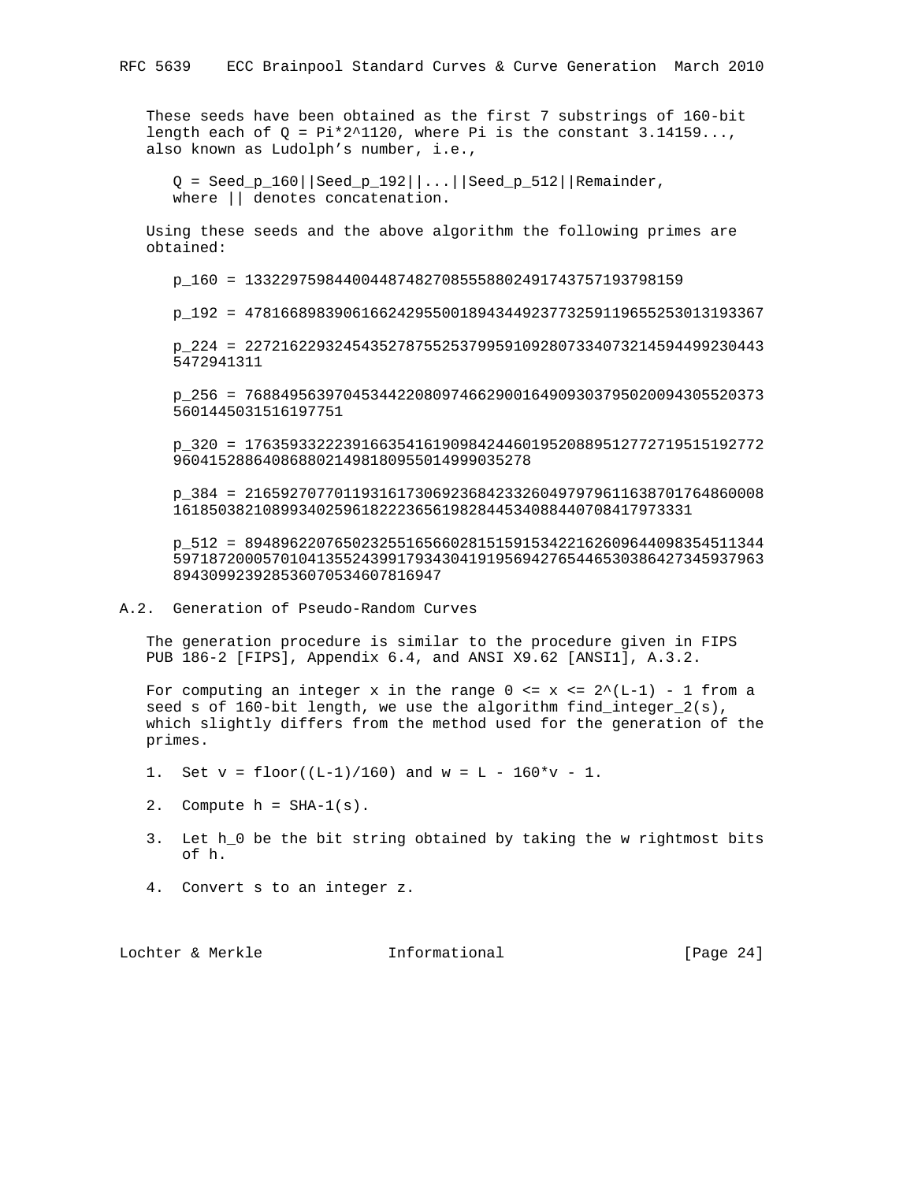These seeds have been obtained as the first 7 substrings of 160-bit length each of $Q = Pi*2^{1120}$, where Pi is the constant 3.14159..., also known as Ludolph's number, i.e.,

$Q = Seed\_p\_160||Seed\_p\_192||...||Seed\_p\_512||Remainder$, where || denotes concatenation.

Using these seeds and the above algorithm the following primes are obtained:

p_160 = 1332297598440044874827085558802491743757193798159

p_192 = 4781668983906166242955001894344923773259119655253013193367

p_224 = 22721622932454352787552537995910928073340732145944992304435472941311

p_256 = 768849563970453442208097466290016490930379502009430552037356014450315161977751

p_320 = 17635933222391663541619098424460195208895127727195151927729604152886408688021498180955014999035278

p_384 = 2165927077011931617306923684233260497979611638701764860008161850382108993402596182223656198284453408844070841797333​1

p_512 = 89489622076502325516566028151591534221626096440983545113445971872000570104135524399179343041919569427654465303864273459379638943099239285360705346078169​47

## A.2. Generation of Pseudo-Random Curves

The generation procedure is similar to the procedure given in FIPS PUB 186-2 [FIPS], Appendix 6.4, and ANSI X9.62 [ANSI1], A.3.2.

For computing an integer x in the range $0 <= x <= 2^{(L-1)} - 1$ from a seed s of 160-bit length, we use the algorithm find_integer_2(s), which slightly differs from the method used for the generation of the primes.

1. Set v = floor((L-1)/160) and w = L - 160*v - 1.

2. Compute h = SHA-1(s).

3. Let h_0 be the bit string obtained by taking the w rightmost bits of h.

4. Convert s to an integer z.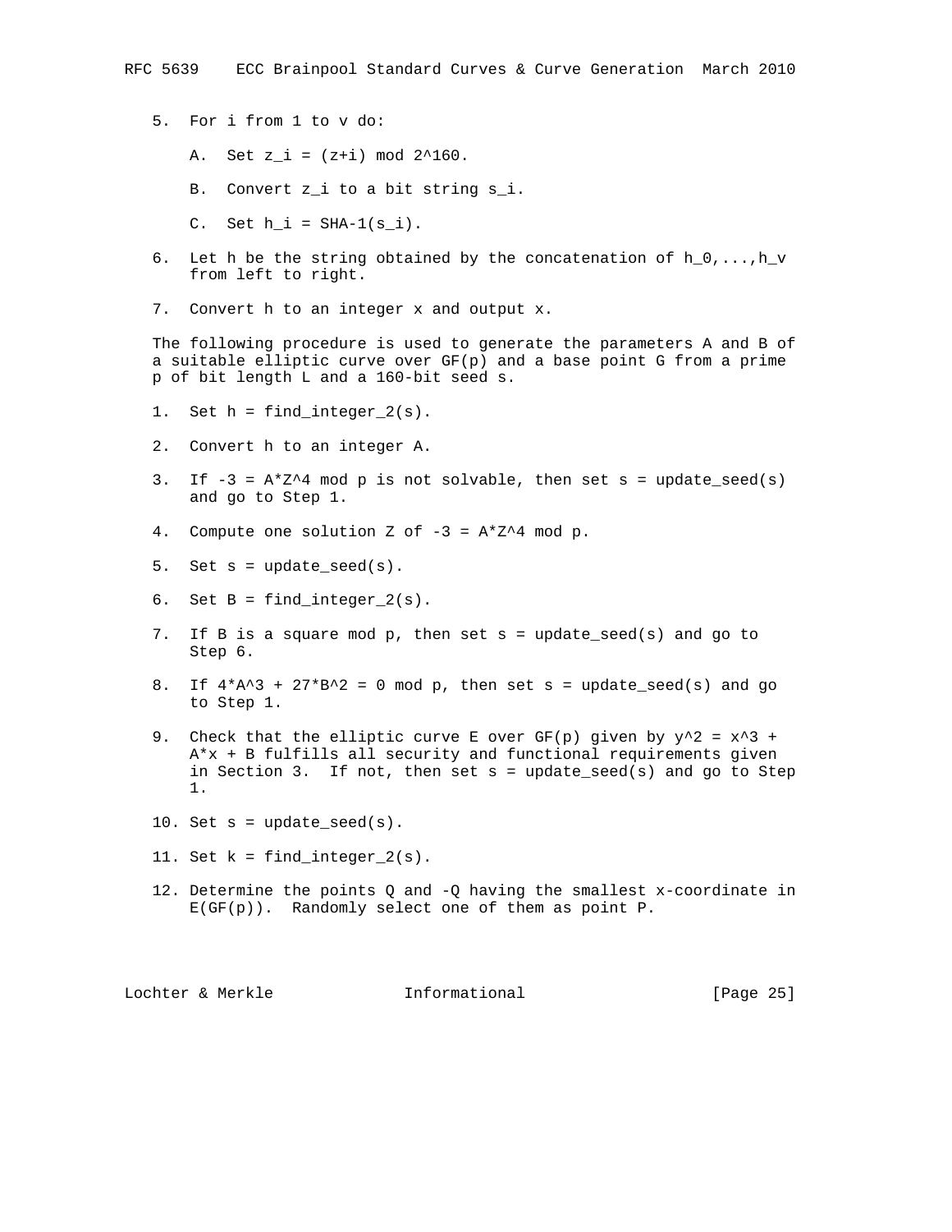5. For i from 1 to v do:

   A. Set $z_i = (z+i) \bmod 2^{160}$.

   B. Convert $z_i$ to a bit string $s_i$.

   C. Set $h_i = \text{SHA-1}(s_i)$.

6. Let h be the string obtained by the concatenation of $h_0,...,h_v$ from left to right.

7. Convert h to an integer x and output x.

The following procedure is used to generate the parameters A and B of a suitable elliptic curve over GF(p) and a base point G from a prime p of bit length L and a 160-bit seed s.

1. Set h = find_integer_2(s).

2. Convert h to an integer A.

3. If $-3 = A*Z^4 \bmod p$ is not solvable, then set s = update_seed(s) and go to Step 1.

4. Compute one solution Z of $-3 = A*Z^4 \bmod p$.

5. Set s = update_seed(s).

6. Set B = find_integer_2(s).

7. If B is a square mod p, then set s = update_seed(s) and go to Step 6.

8. If $4*A^3 + 27*B^2 = 0 \bmod p$, then set s = update_seed(s) and go to Step 1.

9. Check that the elliptic curve E over GF(p) given by $y^2 = x^3 + A*x + B$ fulfills all security and functional requirements given in Section 3. If not, then set s = update_seed(s) and go to Step 1.

10. Set s = update_seed(s).

11. Set k = find_integer_2(s).

12. Determine the points Q and -Q having the smallest x-coordinate in E(GF(p)). Randomly select one of them as point P.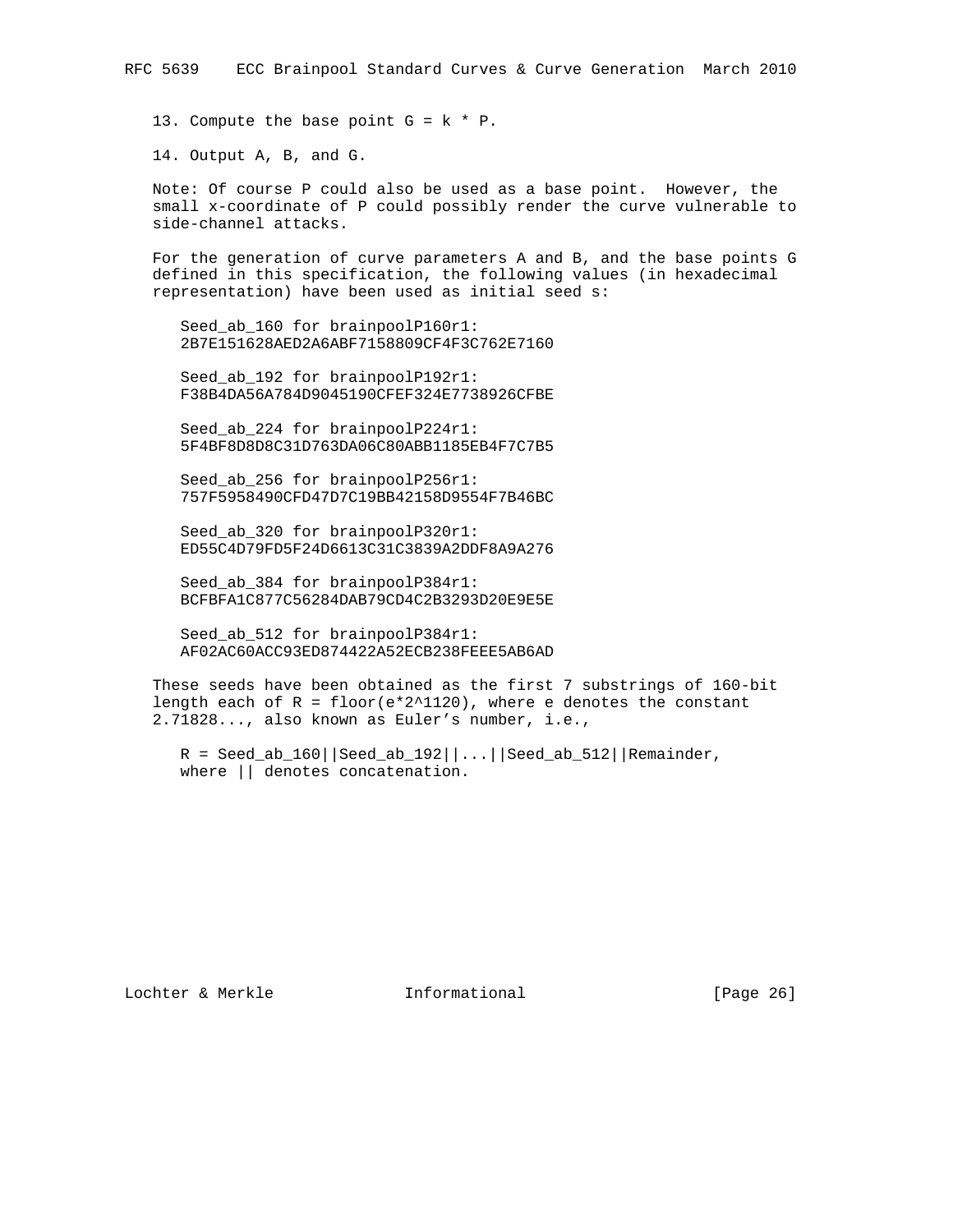13. Compute the base point $G = k * P$.

14. Output A, B, and G.

Note: Of course P could also be used as a base point. However, the small x-coordinate of P could possibly render the curve vulnerable to side-channel attacks.

For the generation of curve parameters A and B, and the base points G defined in this specification, the following values (in hexadecimal representation) have been used as initial seed s:

```
Seed_ab_160 for brainpoolP160r1:
2B7E151628AED2A6ABF7158809CF4F3C762E7160

Seed_ab_192 for brainpoolP192r1:
F38B4DA56A784D9045190CFEF324E7738926CFBE

Seed_ab_224 for brainpoolP224r1:
5F4BF8D8D8C31D763DA06C80ABB1185EB4F7C7B5

Seed_ab_256 for brainpoolP256r1:
757F5958490CFD47D7C19BB42158D9554F7B46BC

Seed_ab_320 for brainpoolP320r1:
ED55C4D79FD5F24D6613C31C3839A2DDF8A9A276

Seed_ab_384 for brainpoolP384r1:
BCFBFA1C877C56284DAB79CD4C2B3293D20E9E5E

Seed_ab_512 for brainpoolP384r1:
AF02AC60ACC93ED874422A52ECB238FEEE5AB6AD
```

These seeds have been obtained as the first 7 substrings of 160-bit length each of $R = \text{floor}(e*2^{1120})$, where e denotes the constant 2.71828..., also known as Euler's number, i.e.,

```
R = Seed_ab_160||Seed_ab_192||...||Seed_ab_512||Remainder,
where || denotes concatenation.
```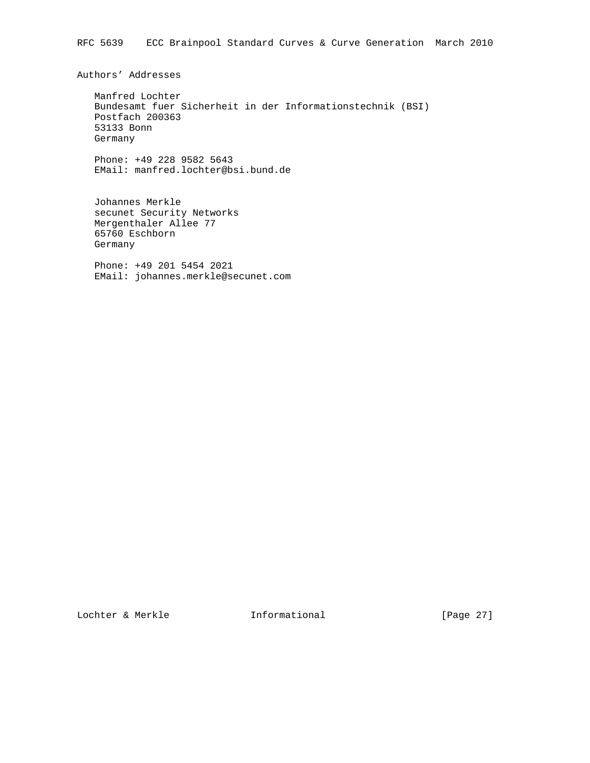## Authors' Addresses

Manfred Lochter
Bundesamt fuer Sicherheit in der Informationstechnik (BSI)
Postfach 200363
53133 Bonn
Germany

Phone: +49 228 9582 5643
EMail: manfred.lochter@bsi.bund.de

Johannes Merkle
secunet Security Networks
Mergenthaler Allee 77
65760 Eschborn
Germany

Phone: +49 201 5454 2021
EMail: johannes.merkle@secunet.com